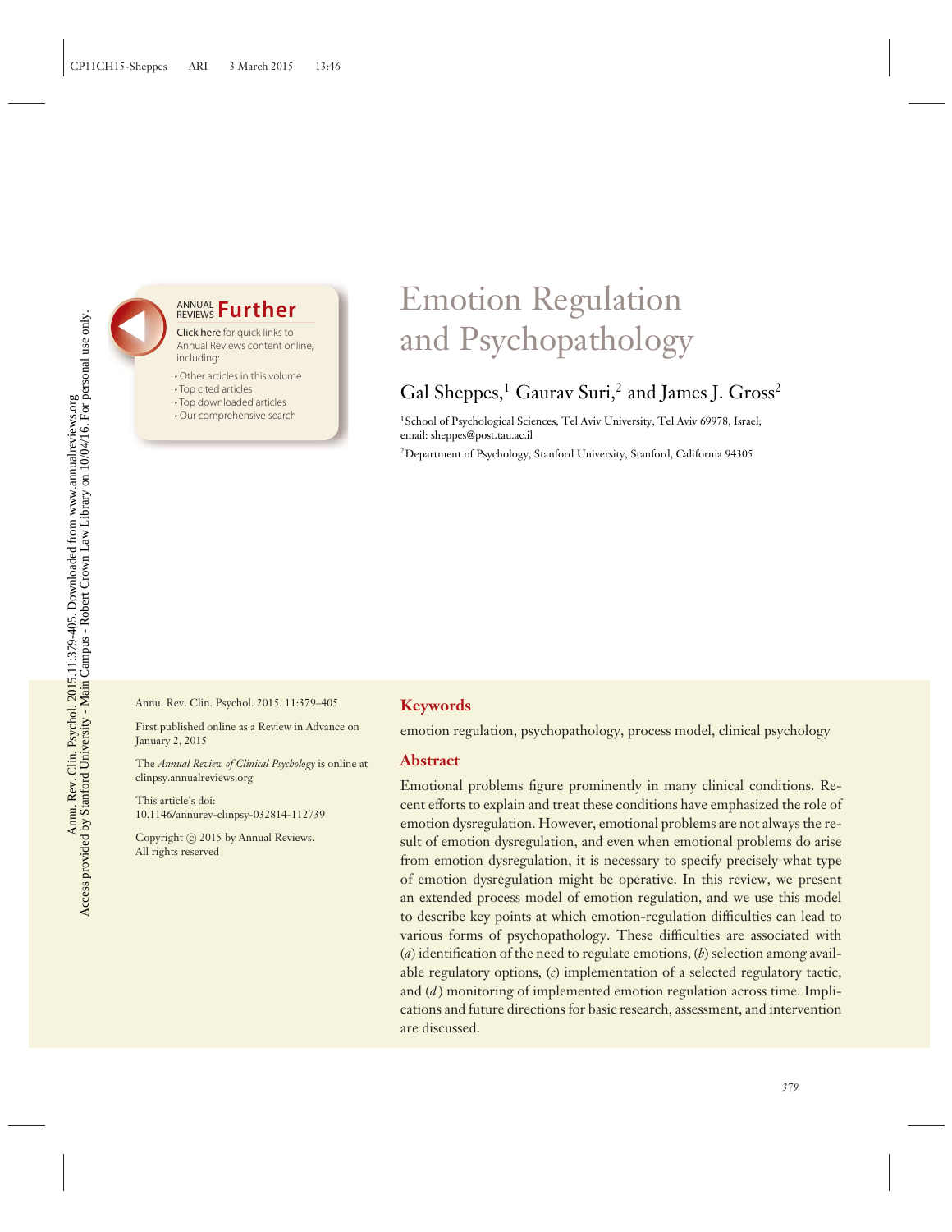# Emotion Regulation and Psychopathology

Gal Sheppes,[1] Gaurav Suri,[2] and James J. Gross[2]

[1]School of Psychological Sciences, Tel Aviv University, Tel Aviv 69978, Israel; email: sheppes@post.tau.ac.il

[2]Department of Psychology, Stanford University, Stanford, California 94305

Annu. Rev. Clin. Psychol. 2015. 11:379–405

First published online as a Review in Advance on January 2, 2015

The *Annual Review of Clinical Psychology* is online at clinpsy.annualreviews.org

This article's doi: 10.1146/annurev-clinpsy-032814-112739

Copyright © 2015 by Annual Reviews. All rights reserved

## Keywords

emotion regulation, psychopathology, process model, clinical psychology

## Abstract

Emotional problems figure prominently in many clinical conditions. Recent efforts to explain and treat these conditions have emphasized the role of emotion dysregulation. However, emotional problems are not always the result of emotion dysregulation, and even when emotional problems do arise from emotion dysregulation, it is necessary to specify precisely what type of emotion dysregulation might be operative. In this review, we present an extended process model of emotion regulation, and we use this model to describe key points at which emotion-regulation difficulties can lead to various forms of psychopathology. These difficulties are associated with (*a*) identification of the need to regulate emotions, (*b*) selection among available regulatory options, (*c*) implementation of a selected regulatory tactic, and (*d*) monitoring of implemented emotion regulation across time. Implications and future directions for basic research, assessment, and intervention are discussed.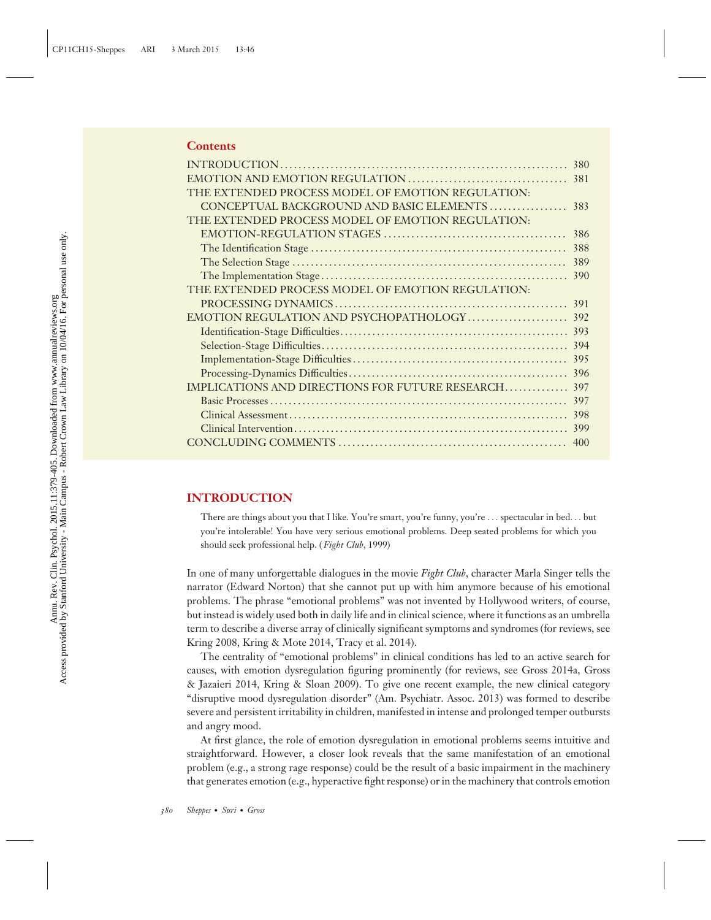## Contents

| | |
|---|---|
| INTRODUCTION | 380 |
| EMOTION AND EMOTION REGULATION | 381 |
| THE EXTENDED PROCESS MODEL OF EMOTION REGULATION: CONCEPTUAL BACKGROUND AND BASIC ELEMENTS | 383 |
| THE EXTENDED PROCESS MODEL OF EMOTION REGULATION: EMOTION-REGULATION STAGES | 386 |
| The Identification Stage | 388 |
| The Selection Stage | 389 |
| The Implementation Stage | 390 |
| THE EXTENDED PROCESS MODEL OF EMOTION REGULATION: PROCESSING DYNAMICS | 391 |
| EMOTION REGULATION AND PSYCHOPATHOLOGY | 392 |
| Identification-Stage Difficulties | 393 |
| Selection-Stage Difficulties | 394 |
| Implementation-Stage Difficulties | 395 |
| Processing-Dynamics Difficulties | 396 |
| IMPLICATIONS AND DIRECTIONS FOR FUTURE RESEARCH | 397 |
| Basic Processes | 397 |
| Clinical Assessment | 398 |
| Clinical Intervention | 399 |
| CONCLUDING COMMENTS | 400 |

## INTRODUCTION

> There are things about you that I like. You're smart, you're funny, you're ... spectacular in bed... but you're intolerable! You have very serious emotional problems. Deep seated problems for which you should seek professional help. (*Fight Club*, 1999)

In one of many unforgettable dialogues in the movie *Fight Club*, character Marla Singer tells the narrator (Edward Norton) that she cannot put up with him anymore because of his emotional problems. The phrase "emotional problems" was not invented by Hollywood writers, of course, but instead is widely used both in daily life and in clinical science, where it functions as an umbrella term to describe a diverse array of clinically significant symptoms and syndromes (for reviews, see Kring 2008, Kring & Mote 2014, Tracy et al. 2014).

The centrality of "emotional problems" in clinical conditions has led to an active search for causes, with emotion dysregulation figuring prominently (for reviews, see Gross 2014a, Gross & Jazaieri 2014, Kring & Sloan 2009). To give one recent example, the new clinical category "disruptive mood dysregulation disorder" (Am. Psychiatr. Assoc. 2013) was formed to describe severe and persistent irritability in children, manifested in intense and prolonged temper outbursts and angry mood.

At first glance, the role of emotion dysregulation in emotional problems seems intuitive and straightforward. However, a closer look reveals that the same manifestation of an emotional problem (e.g., a strong rage response) could be the result of a basic impairment in the machinery that generates emotion (e.g., hyperactive fight response) or in the machinery that controls emotion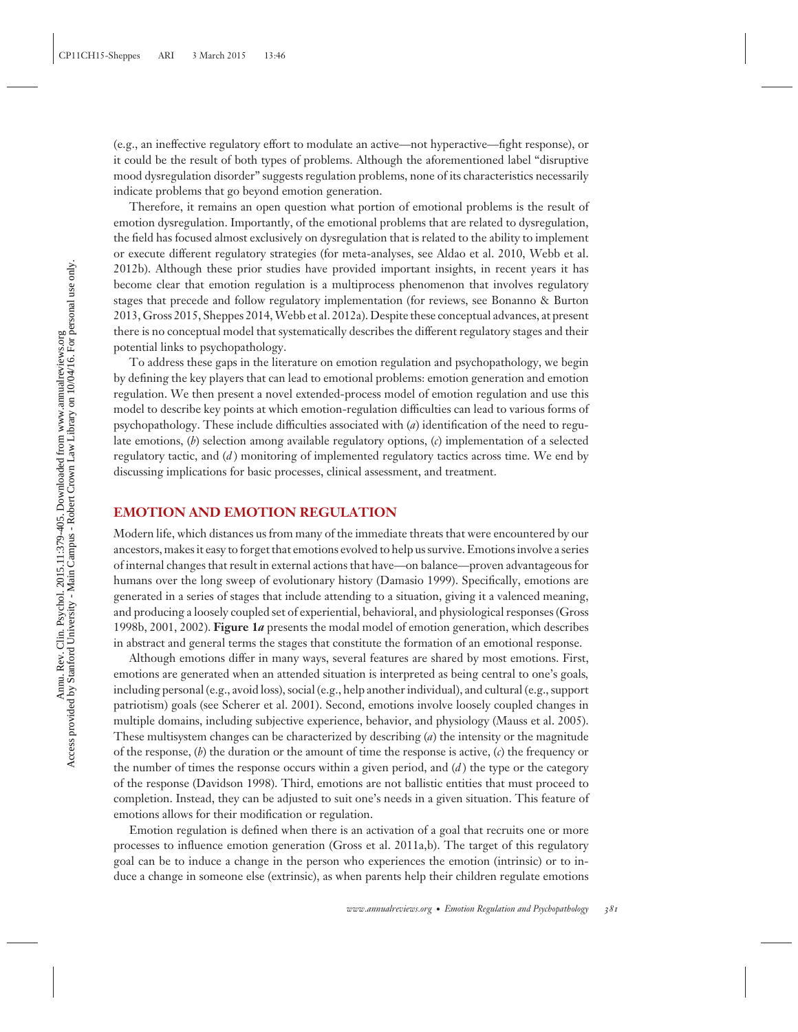(e.g., an ineffective regulatory effort to modulate an active—not hyperactive—fight response), or it could be the result of both types of problems. Although the aforementioned label "disruptive mood dysregulation disorder" suggests regulation problems, none of its characteristics necessarily indicate problems that go beyond emotion generation.

Therefore, it remains an open question what portion of emotional problems is the result of emotion dysregulation. Importantly, of the emotional problems that are related to dysregulation, the field has focused almost exclusively on dysregulation that is related to the ability to implement or execute different regulatory strategies (for meta-analyses, see Aldao et al. 2010, Webb et al. 2012b). Although these prior studies have provided important insights, in recent years it has become clear that emotion regulation is a multiprocess phenomenon that involves regulatory stages that precede and follow regulatory implementation (for reviews, see Bonanno & Burton 2013, Gross 2015, Sheppes 2014, Webb et al. 2012a). Despite these conceptual advances, at present there is no conceptual model that systematically describes the different regulatory stages and their potential links to psychopathology.

To address these gaps in the literature on emotion regulation and psychopathology, we begin by defining the key players that can lead to emotional problems: emotion generation and emotion regulation. We then present a novel extended-process model of emotion regulation and use this model to describe key points at which emotion-regulation difficulties can lead to various forms of psychopathology. These include difficulties associated with (*a*) identification of the need to regulate emotions, (*b*) selection among available regulatory options, (*c*) implementation of a selected regulatory tactic, and (*d*) monitoring of implemented regulatory tactics across time. We end by discussing implications for basic processes, clinical assessment, and treatment.

## EMOTION AND EMOTION REGULATION

Modern life, which distances us from many of the immediate threats that were encountered by our ancestors, makes it easy to forget that emotions evolved to help us survive. Emotions involve a series of internal changes that result in external actions that have—on balance—proven advantageous for humans over the long sweep of evolutionary history (Damasio 1999). Specifically, emotions are generated in a series of stages that include attending to a situation, giving it a valenced meaning, and producing a loosely coupled set of experiential, behavioral, and physiological responses (Gross 1998b, 2001, 2002). **Figure 1*a*** presents the modal model of emotion generation, which describes in abstract and general terms the stages that constitute the formation of an emotional response.

Although emotions differ in many ways, several features are shared by most emotions. First, emotions are generated when an attended situation is interpreted as being central to one's goals, including personal (e.g., avoid loss), social (e.g., help another individual), and cultural (e.g., support patriotism) goals (see Scherer et al. 2001). Second, emotions involve loosely coupled changes in multiple domains, including subjective experience, behavior, and physiology (Mauss et al. 2005). These multisystem changes can be characterized by describing (*a*) the intensity or the magnitude of the response, (*b*) the duration or the amount of time the response is active, (*c*) the frequency or the number of times the response occurs within a given period, and (*d*) the type or the category of the response (Davidson 1998). Third, emotions are not ballistic entities that must proceed to completion. Instead, they can be adjusted to suit one's needs in a given situation. This feature of emotions allows for their modification or regulation.

Emotion regulation is defined when there is an activation of a goal that recruits one or more processes to influence emotion generation (Gross et al. 2011a,b). The target of this regulatory goal can be to induce a change in the person who experiences the emotion (intrinsic) or to induce a change in someone else (extrinsic), as when parents help their children regulate emotions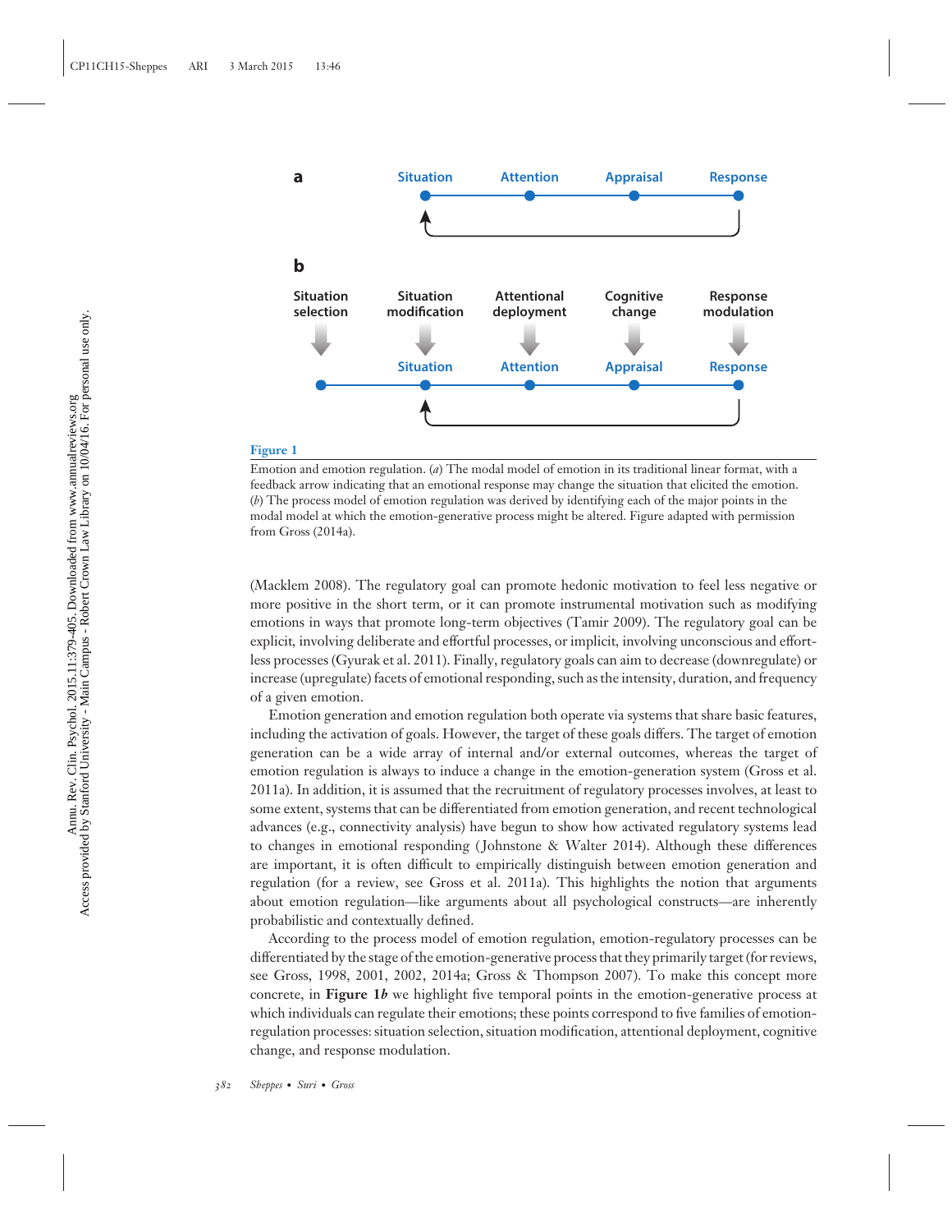**Figure 1**

Emotion and emotion regulation. (*a*) The modal model of emotion in its traditional linear format, with a feedback arrow indicating that an emotional response may change the situation that elicited the emotion. (*b*) The process model of emotion regulation was derived by identifying each of the major points in the modal model at which the emotion-generative process might be altered. Figure adapted with permission from Gross (2014a).

(Macklem 2008). The regulatory goal can promote hedonic motivation to feel less negative or more positive in the short term, or it can promote instrumental motivation such as modifying emotions in ways that promote long-term objectives (Tamir 2009). The regulatory goal can be explicit, involving deliberate and effortful processes, or implicit, involving unconscious and effortless processes (Gyurak et al. 2011). Finally, regulatory goals can aim to decrease (downregulate) or increase (upregulate) facets of emotional responding, such as the intensity, duration, and frequency of a given emotion.

Emotion generation and emotion regulation both operate via systems that share basic features, including the activation of goals. However, the target of these goals differs. The target of emotion generation can be a wide array of internal and/or external outcomes, whereas the target of emotion regulation is always to induce a change in the emotion-generation system (Gross et al. 2011a). In addition, it is assumed that the recruitment of regulatory processes involves, at least to some extent, systems that can be differentiated from emotion generation, and recent technological advances (e.g., connectivity analysis) have begun to show how activated regulatory systems lead to changes in emotional responding (Johnstone & Walter 2014). Although these differences are important, it is often difficult to empirically distinguish between emotion generation and regulation (for a review, see Gross et al. 2011a). This highlights the notion that arguments about emotion regulation—like arguments about all psychological constructs—are inherently probabilistic and contextually defined.

According to the process model of emotion regulation, emotion-regulatory processes can be differentiated by the stage of the emotion-generative process that they primarily target (for reviews, see Gross, 1998, 2001, 2002, 2014a; Gross & Thompson 2007). To make this concept more concrete, in **Figure 1*b*** we highlight five temporal points in the emotion-generative process at which individuals can regulate their emotions; these points correspond to five families of emotion-regulation processes: situation selection, situation modification, attentional deployment, cognitive change, and response modulation.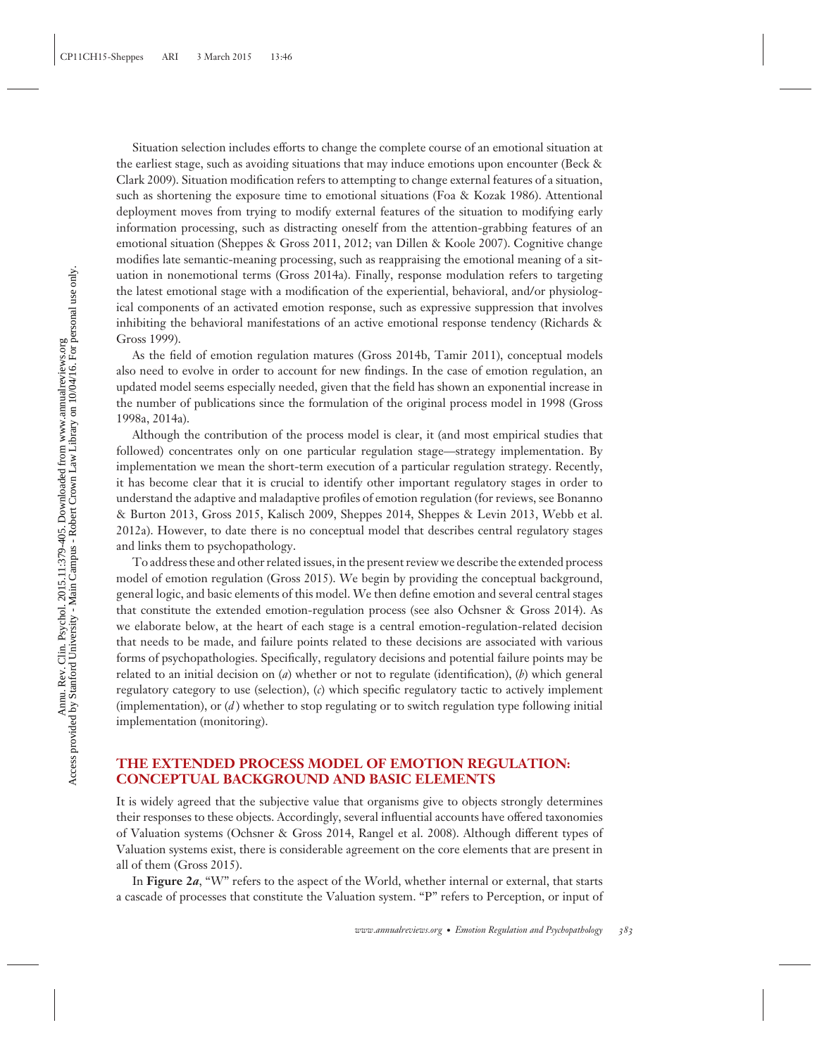Situation selection includes efforts to change the complete course of an emotional situation at the earliest stage, such as avoiding situations that may induce emotions upon encounter (Beck & Clark 2009). Situation modification refers to attempting to change external features of a situation, such as shortening the exposure time to emotional situations (Foa & Kozak 1986). Attentional deployment moves from trying to modify external features of the situation to modifying early information processing, such as distracting oneself from the attention-grabbing features of an emotional situation (Sheppes & Gross 2011, 2012; van Dillen & Koole 2007). Cognitive change modifies late semantic-meaning processing, such as reappraising the emotional meaning of a situation in nonemotional terms (Gross 2014a). Finally, response modulation refers to targeting the latest emotional stage with a modification of the experiential, behavioral, and/or physiological components of an activated emotion response, such as expressive suppression that involves inhibiting the behavioral manifestations of an active emotional response tendency (Richards & Gross 1999).

As the field of emotion regulation matures (Gross 2014b, Tamir 2011), conceptual models also need to evolve in order to account for new findings. In the case of emotion regulation, an updated model seems especially needed, given that the field has shown an exponential increase in the number of publications since the formulation of the original process model in 1998 (Gross 1998a, 2014a).

Although the contribution of the process model is clear, it (and most empirical studies that followed) concentrates only on one particular regulation stage—strategy implementation. By implementation we mean the short-term execution of a particular regulation strategy. Recently, it has become clear that it is crucial to identify other important regulatory stages in order to understand the adaptive and maladaptive profiles of emotion regulation (for reviews, see Bonanno & Burton 2013, Gross 2015, Kalisch 2009, Sheppes 2014, Sheppes & Levin 2013, Webb et al. 2012a). However, to date there is no conceptual model that describes central regulatory stages and links them to psychopathology.

To address these and other related issues, in the present review we describe the extended process model of emotion regulation (Gross 2015). We begin by providing the conceptual background, general logic, and basic elements of this model. We then define emotion and several central stages that constitute the extended emotion-regulation process (see also Ochsner & Gross 2014). As we elaborate below, at the heart of each stage is a central emotion-regulation-related decision that needs to be made, and failure points related to these decisions are associated with various forms of psychopathologies. Specifically, regulatory decisions and potential failure points may be related to an initial decision on (*a*) whether or not to regulate (identification), (*b*) which general regulatory category to use (selection), (*c*) which specific regulatory tactic to actively implement (implementation), or (*d*) whether to stop regulating or to switch regulation type following initial implementation (monitoring).

## THE EXTENDED PROCESS MODEL OF EMOTION REGULATION: CONCEPTUAL BACKGROUND AND BASIC ELEMENTS

It is widely agreed that the subjective value that organisms give to objects strongly determines their responses to these objects. Accordingly, several influential accounts have offered taxonomies of Valuation systems (Ochsner & Gross 2014, Rangel et al. 2008). Although different types of Valuation systems exist, there is considerable agreement on the core elements that are present in all of them (Gross 2015).

In **Figure 2*a***, "W" refers to the aspect of the World, whether internal or external, that starts a cascade of processes that constitute the Valuation system. "P" refers to Perception, or input of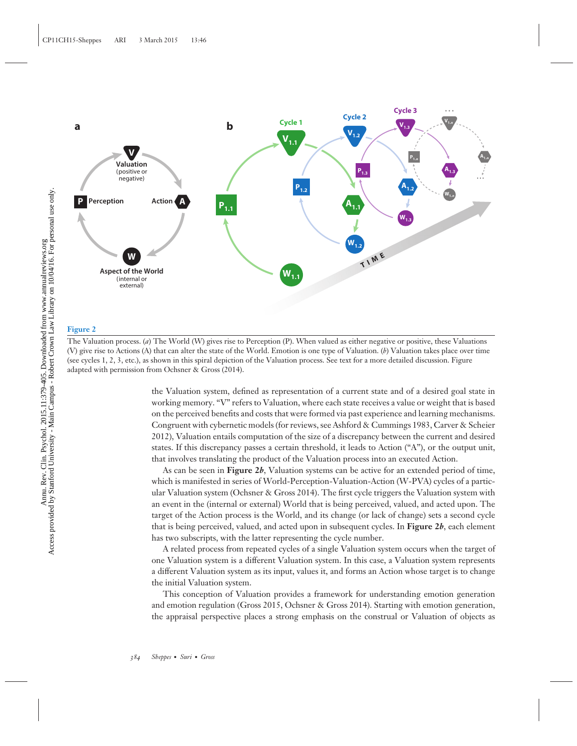**Figure 2**

The Valuation process. (*a*) The World (W) gives rise to Perception (P). When valued as either negative or positive, these Valuations (V) give rise to Actions (A) that can alter the state of the World. Emotion is one type of Valuation. (*b*) Valuation takes place over time (see cycles 1, 2, 3, etc.), as shown in this spiral depiction of the Valuation process. See text for a more detailed discussion. Figure adapted with permission from Ochsner & Gross (2014).

the Valuation system, defined as representation of a current state and of a desired goal state in working memory. "V" refers to Valuation, where each state receives a value or weight that is based on the perceived benefits and costs that were formed via past experience and learning mechanisms. Congruent with cybernetic models (for reviews, see Ashford & Cummings 1983, Carver & Scheier 2012), Valuation entails computation of the size of a discrepancy between the current and desired states. If this discrepancy passes a certain threshold, it leads to Action ("A"), or the output unit, that involves translating the product of the Valuation process into an executed Action.

As can be seen in **Figure 2*b***, Valuation systems can be active for an extended period of time, which is manifested in series of World-Perception-Valuation-Action (W-PVA) cycles of a particular Valuation system (Ochsner & Gross 2014). The first cycle triggers the Valuation system with an event in the (internal or external) World that is being perceived, valued, and acted upon. The target of the Action process is the World, and its change (or lack of change) sets a second cycle that is being perceived, valued, and acted upon in subsequent cycles. In **Figure 2*b***, each element has two subscripts, with the latter representing the cycle number.

A related process from repeated cycles of a single Valuation system occurs when the target of one Valuation system is a different Valuation system. In this case, a Valuation system represents a different Valuation system as its input, values it, and forms an Action whose target is to change the initial Valuation system.

This conception of Valuation provides a framework for understanding emotion generation and emotion regulation (Gross 2015, Ochsner & Gross 2014). Starting with emotion generation, the appraisal perspective places a strong emphasis on the construal or Valuation of objects as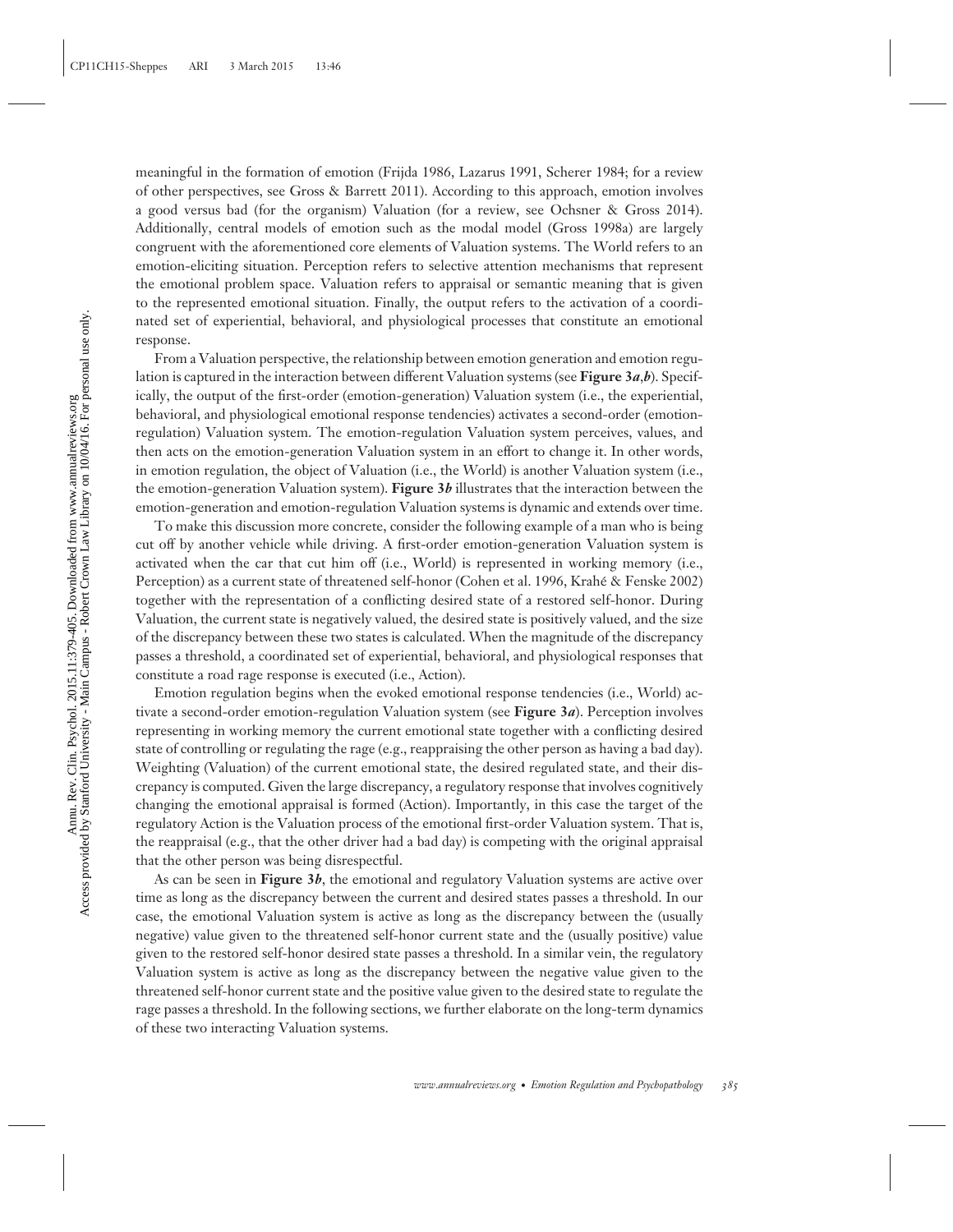meaningful in the formation of emotion (Frijda 1986, Lazarus 1991, Scherer 1984; for a review of other perspectives, see Gross & Barrett 2011). According to this approach, emotion involves a good versus bad (for the organism) Valuation (for a review, see Ochsner & Gross 2014). Additionally, central models of emotion such as the modal model (Gross 1998a) are largely congruent with the aforementioned core elements of Valuation systems. The World refers to an emotion-eliciting situation. Perception refers to selective attention mechanisms that represent the emotional problem space. Valuation refers to appraisal or semantic meaning that is given to the represented emotional situation. Finally, the output refers to the activation of a coordinated set of experiential, behavioral, and physiological processes that constitute an emotional response.

From a Valuation perspective, the relationship between emotion generation and emotion regulation is captured in the interaction between different Valuation systems (see **Figure 3*a*,*b***). Specifically, the output of the first-order (emotion-generation) Valuation system (i.e., the experiential, behavioral, and physiological emotional response tendencies) activates a second-order (emotion-regulation) Valuation system. The emotion-regulation Valuation system perceives, values, and then acts on the emotion-generation Valuation system in an effort to change it. In other words, in emotion regulation, the object of Valuation (i.e., the World) is another Valuation system (i.e., the emotion-generation Valuation system). **Figure 3*b*** illustrates that the interaction between the emotion-generation and emotion-regulation Valuation systems is dynamic and extends over time.

To make this discussion more concrete, consider the following example of a man who is being cut off by another vehicle while driving. A first-order emotion-generation Valuation system is activated when the car that cut him off (i.e., World) is represented in working memory (i.e., Perception) as a current state of threatened self-honor (Cohen et al. 1996, Krahé & Fenske 2002) together with the representation of a conflicting desired state of a restored self-honor. During Valuation, the current state is negatively valued, the desired state is positively valued, and the size of the discrepancy between these two states is calculated. When the magnitude of the discrepancy passes a threshold, a coordinated set of experiential, behavioral, and physiological responses that constitute a road rage response is executed (i.e., Action).

Emotion regulation begins when the evoked emotional response tendencies (i.e., World) activate a second-order emotion-regulation Valuation system (see **Figure 3*a***). Perception involves representing in working memory the current emotional state together with a conflicting desired state of controlling or regulating the rage (e.g., reappraising the other person as having a bad day). Weighting (Valuation) of the current emotional state, the desired regulated state, and their discrepancy is computed. Given the large discrepancy, a regulatory response that involves cognitively changing the emotional appraisal is formed (Action). Importantly, in this case the target of the regulatory Action is the Valuation process of the emotional first-order Valuation system. That is, the reappraisal (e.g., that the other driver had a bad day) is competing with the original appraisal that the other person was being disrespectful.

As can be seen in **Figure 3*b***, the emotional and regulatory Valuation systems are active over time as long as the discrepancy between the current and desired states passes a threshold. In our case, the emotional Valuation system is active as long as the discrepancy between the (usually negative) value given to the threatened self-honor current state and the (usually positive) value given to the restored self-honor desired state passes a threshold. In a similar vein, the regulatory Valuation system is active as long as the discrepancy between the negative value given to the threatened self-honor current state and the positive value given to the desired state to regulate the rage passes a threshold. In the following sections, we further elaborate on the long-term dynamics of these two interacting Valuation systems.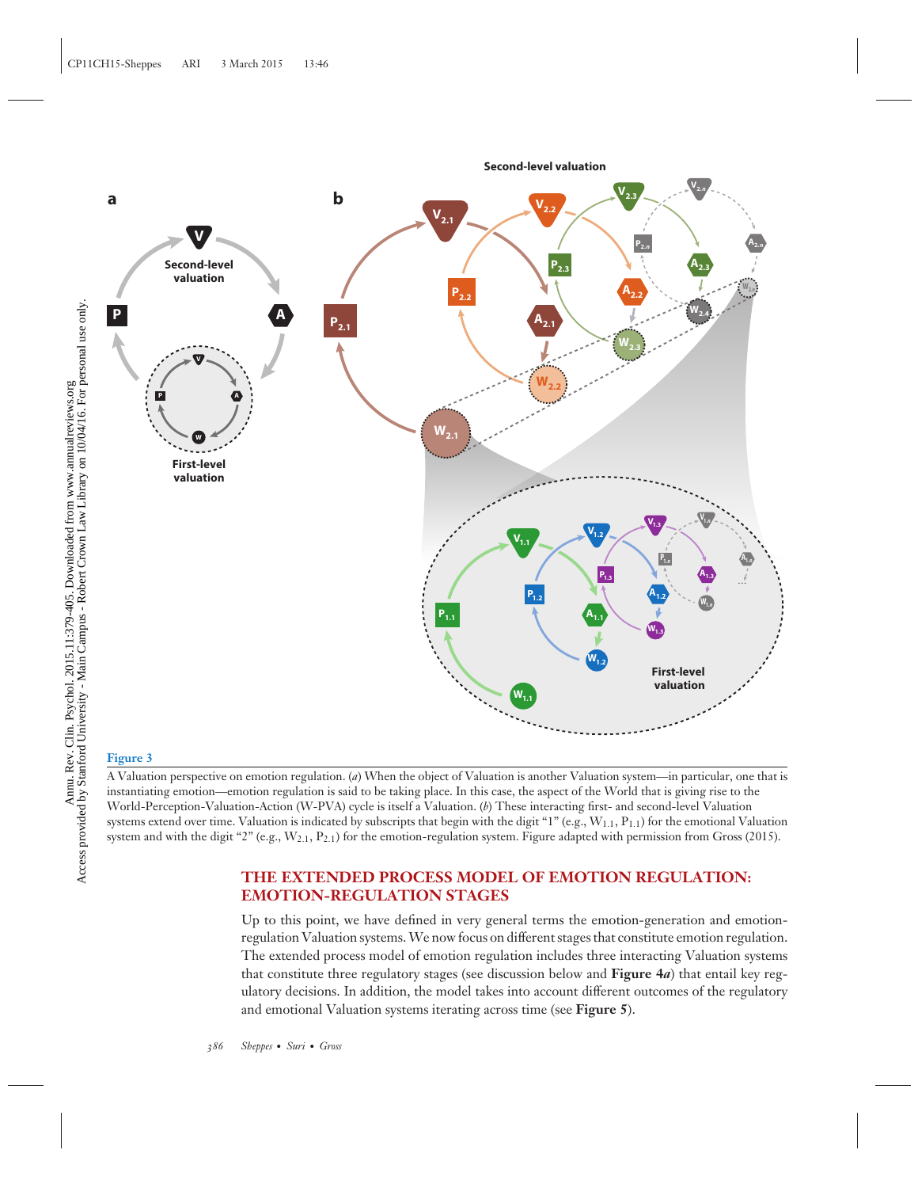**Figure 3**

A Valuation perspective on emotion regulation. (*a*) When the object of Valuation is another Valuation system—in particular, one that is instantiating emotion—emotion regulation is said to be taking place. In this case, the aspect of the World that is giving rise to the World-Perception-Valuation-Action (W-PVA) cycle is itself a Valuation. (*b*) These interacting first- and second-level Valuation systems extend over time. Valuation is indicated by subscripts that begin with the digit "1" (e.g., $W_{1.1}$, $P_{1.1}$) for the emotional Valuation system and with the digit "2" (e.g., $W_{2.1}$, $P_{2.1}$) for the emotion-regulation system. Figure adapted with permission from Gross (2015).

## THE EXTENDED PROCESS MODEL OF EMOTION REGULATION: EMOTION-REGULATION STAGES

Up to this point, we have defined in very general terms the emotion-generation and emotion-regulation Valuation systems. We now focus on different stages that constitute emotion regulation. The extended process model of emotion regulation includes three interacting Valuation systems that constitute three regulatory stages (see discussion below and **Figure 4*a***) that entail key regulatory decisions. In addition, the model takes into account different outcomes of the regulatory and emotional Valuation systems iterating across time (see **Figure 5**).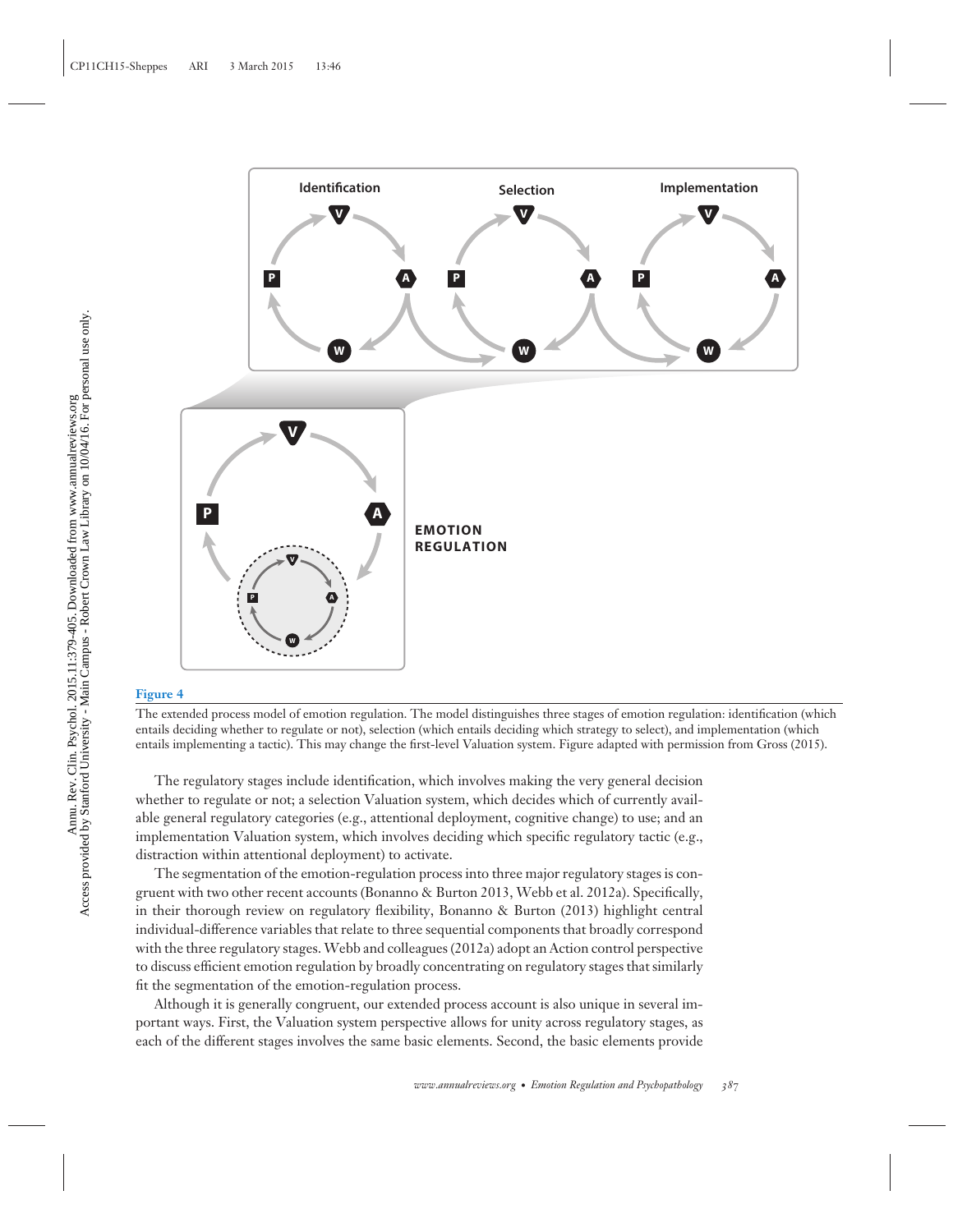**Figure 4**

The extended process model of emotion regulation. The model distinguishes three stages of emotion regulation: identification (which entails deciding whether to regulate or not), selection (which entails deciding which strategy to select), and implementation (which entails implementing a tactic). This may change the first-level Valuation system. Figure adapted with permission from Gross (2015).

The regulatory stages include identification, which involves making the very general decision whether to regulate or not; a selection Valuation system, which decides which of currently available general regulatory categories (e.g., attentional deployment, cognitive change) to use; and an implementation Valuation system, which involves deciding which specific regulatory tactic (e.g., distraction within attentional deployment) to activate.

The segmentation of the emotion-regulation process into three major regulatory stages is congruent with two other recent accounts (Bonanno & Burton 2013, Webb et al. 2012a). Specifically, in their thorough review on regulatory flexibility, Bonanno & Burton (2013) highlight central individual-difference variables that relate to three sequential components that broadly correspond with the three regulatory stages. Webb and colleagues (2012a) adopt an Action control perspective to discuss efficient emotion regulation by broadly concentrating on regulatory stages that similarly fit the segmentation of the emotion-regulation process.

Although it is generally congruent, our extended process account is also unique in several important ways. First, the Valuation system perspective allows for unity across regulatory stages, as each of the different stages involves the same basic elements. Second, the basic elements provide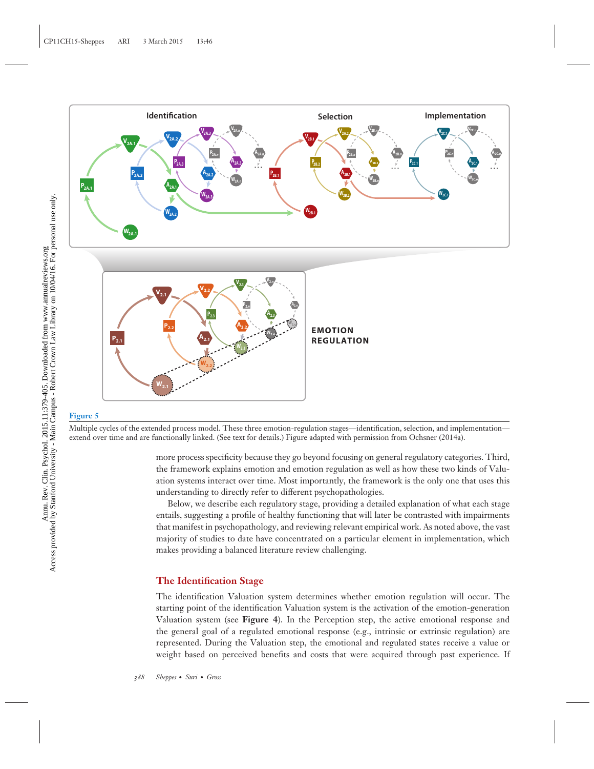Figure 5

Multiple cycles of the extended process model. These three emotion-regulation stages—identification, selection, and implementation—extend over time and are functionally linked. (See text for details.) Figure adapted with permission from Ochsner (2014a).

more process specificity because they go beyond focusing on general regulatory categories. Third, the framework explains emotion and emotion regulation as well as how these two kinds of Valuation systems interact over time. Most importantly, the framework is the only one that uses this understanding to directly refer to different psychopathologies.

Below, we describe each regulatory stage, providing a detailed explanation of what each stage entails, suggesting a profile of healthy functioning that will later be contrasted with impairments that manifest in psychopathology, and reviewing relevant empirical work. As noted above, the vast majority of studies to date have concentrated on a particular element in implementation, which makes providing a balanced literature review challenging.

## The Identification Stage

The identification Valuation system determines whether emotion regulation will occur. The starting point of the identification Valuation system is the activation of the emotion-generation Valuation system (see **Figure 4**). In the Perception step, the active emotional response and the general goal of a regulated emotional response (e.g., intrinsic or extrinsic regulation) are represented. During the Valuation step, the emotional and regulated states receive a value or weight based on perceived benefits and costs that were acquired through past experience. If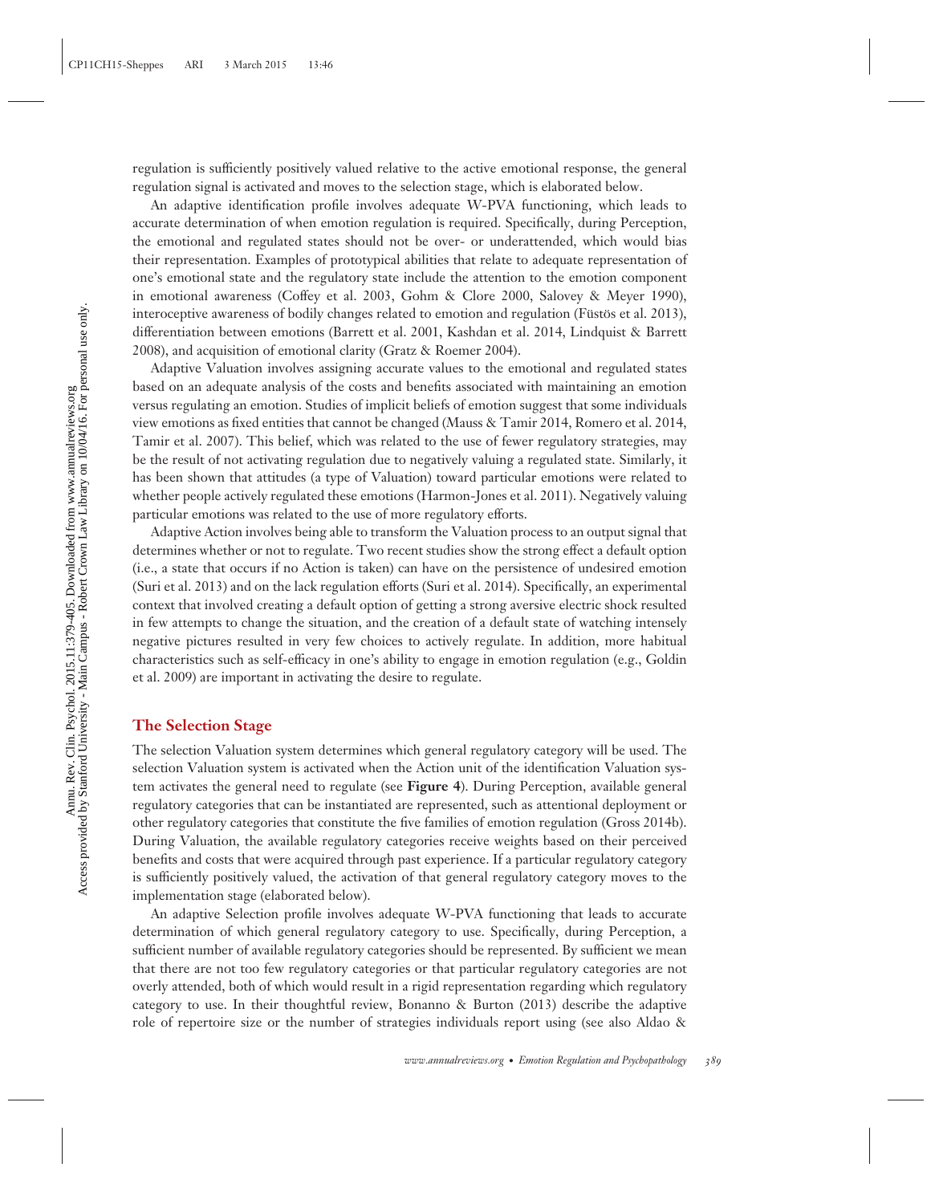regulation is sufficiently positively valued relative to the active emotional response, the general regulation signal is activated and moves to the selection stage, which is elaborated below.

An adaptive identification profile involves adequate W-PVA functioning, which leads to accurate determination of when emotion regulation is required. Specifically, during Perception, the emotional and regulated states should not be over- or underattended, which would bias their representation. Examples of prototypical abilities that relate to adequate representation of one's emotional state and the regulatory state include the attention to the emotion component in emotional awareness (Coffey et al. 2003, Gohm & Clore 2000, Salovey & Meyer 1990), interoceptive awareness of bodily changes related to emotion and regulation (Füstös et al. 2013), differentiation between emotions (Barrett et al. 2001, Kashdan et al. 2014, Lindquist & Barrett 2008), and acquisition of emotional clarity (Gratz & Roemer 2004).

Adaptive Valuation involves assigning accurate values to the emotional and regulated states based on an adequate analysis of the costs and benefits associated with maintaining an emotion versus regulating an emotion. Studies of implicit beliefs of emotion suggest that some individuals view emotions as fixed entities that cannot be changed (Mauss & Tamir 2014, Romero et al. 2014, Tamir et al. 2007). This belief, which was related to the use of fewer regulatory strategies, may be the result of not activating regulation due to negatively valuing a regulated state. Similarly, it has been shown that attitudes (a type of Valuation) toward particular emotions were related to whether people actively regulated these emotions (Harmon-Jones et al. 2011). Negatively valuing particular emotions was related to the use of more regulatory efforts.

Adaptive Action involves being able to transform the Valuation process to an output signal that determines whether or not to regulate. Two recent studies show the strong effect a default option (i.e., a state that occurs if no Action is taken) can have on the persistence of undesired emotion (Suri et al. 2013) and on the lack regulation efforts (Suri et al. 2014). Specifically, an experimental context that involved creating a default option of getting a strong aversive electric shock resulted in few attempts to change the situation, and the creation of a default state of watching intensely negative pictures resulted in very few choices to actively regulate. In addition, more habitual characteristics such as self-efficacy in one's ability to engage in emotion regulation (e.g., Goldin et al. 2009) are important in activating the desire to regulate.

## The Selection Stage

The selection Valuation system determines which general regulatory category will be used. The selection Valuation system is activated when the Action unit of the identification Valuation system activates the general need to regulate (see **Figure 4**). During Perception, available general regulatory categories that can be instantiated are represented, such as attentional deployment or other regulatory categories that constitute the five families of emotion regulation (Gross 2014b). During Valuation, the available regulatory categories receive weights based on their perceived benefits and costs that were acquired through past experience. If a particular regulatory category is sufficiently positively valued, the activation of that general regulatory category moves to the implementation stage (elaborated below).

An adaptive Selection profile involves adequate W-PVA functioning that leads to accurate determination of which general regulatory category to use. Specifically, during Perception, a sufficient number of available regulatory categories should be represented. By sufficient we mean that there are not too few regulatory categories or that particular regulatory categories are not overly attended, both of which would result in a rigid representation regarding which regulatory category to use. In their thoughtful review, Bonanno & Burton (2013) describe the adaptive role of repertoire size or the number of strategies individuals report using (see also Aldao &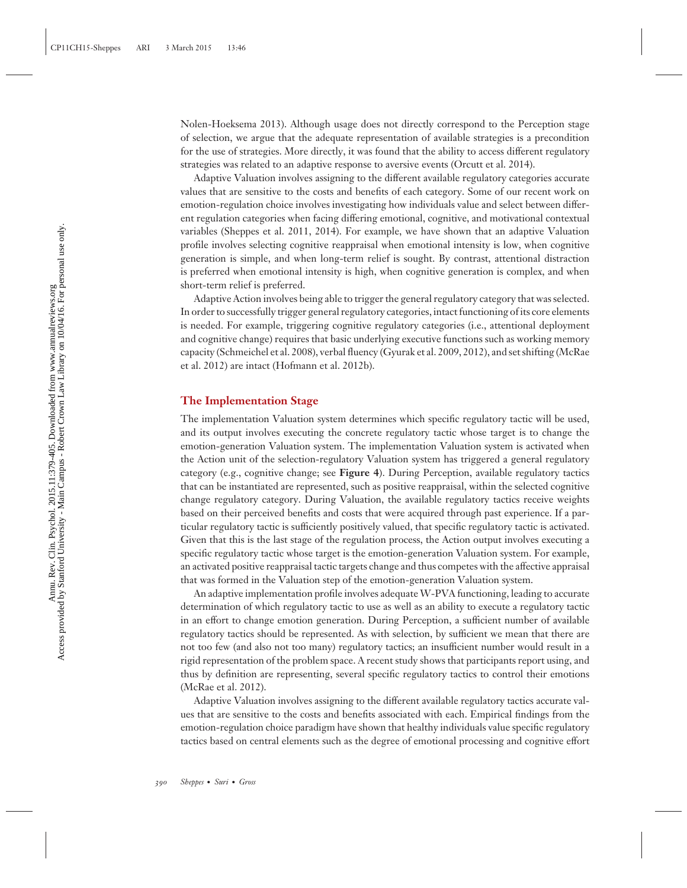Nolen-Hoeksema 2013). Although usage does not directly correspond to the Perception stage of selection, we argue that the adequate representation of available strategies is a precondition for the use of strategies. More directly, it was found that the ability to access different regulatory strategies was related to an adaptive response to aversive events (Orcutt et al. 2014).

Adaptive Valuation involves assigning to the different available regulatory categories accurate values that are sensitive to the costs and benefits of each category. Some of our recent work on emotion-regulation choice involves investigating how individuals value and select between different regulation categories when facing differing emotional, cognitive, and motivational contextual variables (Sheppes et al. 2011, 2014). For example, we have shown that an adaptive Valuation profile involves selecting cognitive reappraisal when emotional intensity is low, when cognitive generation is simple, and when long-term relief is sought. By contrast, attentional distraction is preferred when emotional intensity is high, when cognitive generation is complex, and when short-term relief is preferred.

Adaptive Action involves being able to trigger the general regulatory category that was selected. In order to successfully trigger general regulatory categories, intact functioning of its core elements is needed. For example, triggering cognitive regulatory categories (i.e., attentional deployment and cognitive change) requires that basic underlying executive functions such as working memory capacity (Schmeichel et al. 2008), verbal fluency (Gyurak et al. 2009, 2012), and set shifting (McRae et al. 2012) are intact (Hofmann et al. 2012b).

## The Implementation Stage

The implementation Valuation system determines which specific regulatory tactic will be used, and its output involves executing the concrete regulatory tactic whose target is to change the emotion-generation Valuation system. The implementation Valuation system is activated when the Action unit of the selection-regulatory Valuation system has triggered a general regulatory category (e.g., cognitive change; see **Figure 4**). During Perception, available regulatory tactics that can be instantiated are represented, such as positive reappraisal, within the selected cognitive change regulatory category. During Valuation, the available regulatory tactics receive weights based on their perceived benefits and costs that were acquired through past experience. If a particular regulatory tactic is sufficiently positively valued, that specific regulatory tactic is activated. Given that this is the last stage of the regulation process, the Action output involves executing a specific regulatory tactic whose target is the emotion-generation Valuation system. For example, an activated positive reappraisal tactic targets change and thus competes with the affective appraisal that was formed in the Valuation step of the emotion-generation Valuation system.

An adaptive implementation profile involves adequate W-PVA functioning, leading to accurate determination of which regulatory tactic to use as well as an ability to execute a regulatory tactic in an effort to change emotion generation. During Perception, a sufficient number of available regulatory tactics should be represented. As with selection, by sufficient we mean that there are not too few (and also not too many) regulatory tactics; an insufficient number would result in a rigid representation of the problem space. A recent study shows that participants report using, and thus by definition are representing, several specific regulatory tactics to control their emotions (McRae et al. 2012).

Adaptive Valuation involves assigning to the different available regulatory tactics accurate values that are sensitive to the costs and benefits associated with each. Empirical findings from the emotion-regulation choice paradigm have shown that healthy individuals value specific regulatory tactics based on central elements such as the degree of emotional processing and cognitive effort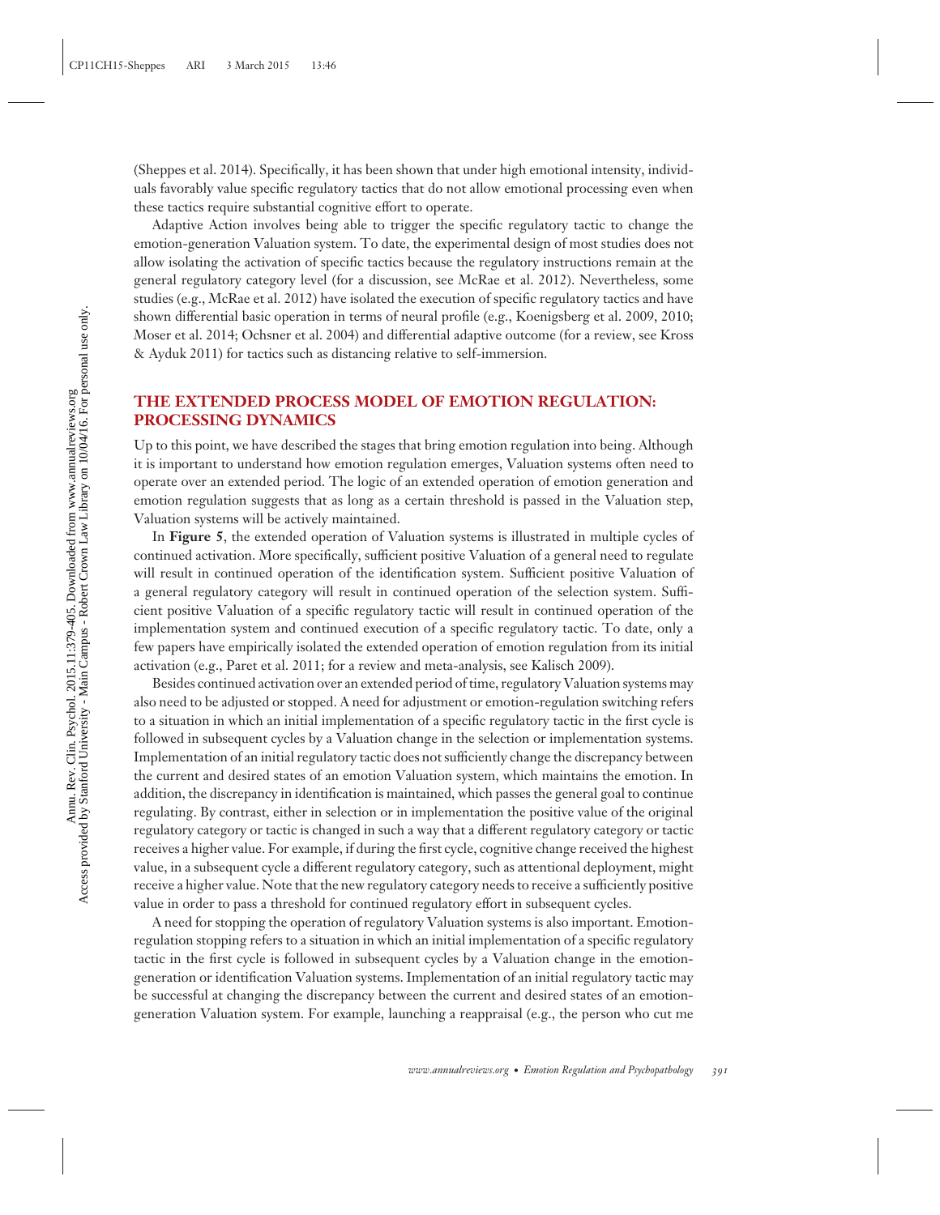(Sheppes et al. 2014). Specifically, it has been shown that under high emotional intensity, individuals favorably value specific regulatory tactics that do not allow emotional processing even when these tactics require substantial cognitive effort to operate.

Adaptive Action involves being able to trigger the specific regulatory tactic to change the emotion-generation Valuation system. To date, the experimental design of most studies does not allow isolating the activation of specific tactics because the regulatory instructions remain at the general regulatory category level (for a discussion, see McRae et al. 2012). Nevertheless, some studies (e.g., McRae et al. 2012) have isolated the execution of specific regulatory tactics and have shown differential basic operation in terms of neural profile (e.g., Koenigsberg et al. 2009, 2010; Moser et al. 2014; Ochsner et al. 2004) and differential adaptive outcome (for a review, see Kross & Ayduk 2011) for tactics such as distancing relative to self-immersion.

## THE EXTENDED PROCESS MODEL OF EMOTION REGULATION: PROCESSING DYNAMICS

Up to this point, we have described the stages that bring emotion regulation into being. Although it is important to understand how emotion regulation emerges, Valuation systems often need to operate over an extended period. The logic of an extended operation of emotion generation and emotion regulation suggests that as long as a certain threshold is passed in the Valuation step, Valuation systems will be actively maintained.

In **Figure 5**, the extended operation of Valuation systems is illustrated in multiple cycles of continued activation. More specifically, sufficient positive Valuation of a general need to regulate will result in continued operation of the identification system. Sufficient positive Valuation of a general regulatory category will result in continued operation of the selection system. Sufficient positive Valuation of a specific regulatory tactic will result in continued operation of the implementation system and continued execution of a specific regulatory tactic. To date, only a few papers have empirically isolated the extended operation of emotion regulation from its initial activation (e.g., Paret et al. 2011; for a review and meta-analysis, see Kalisch 2009).

Besides continued activation over an extended period of time, regulatory Valuation systems may also need to be adjusted or stopped. A need for adjustment or emotion-regulation switching refers to a situation in which an initial implementation of a specific regulatory tactic in the first cycle is followed in subsequent cycles by a Valuation change in the selection or implementation systems. Implementation of an initial regulatory tactic does not sufficiently change the discrepancy between the current and desired states of an emotion Valuation system, which maintains the emotion. In addition, the discrepancy in identification is maintained, which passes the general goal to continue regulating. By contrast, either in selection or in implementation the positive value of the original regulatory category or tactic is changed in such a way that a different regulatory category or tactic receives a higher value. For example, if during the first cycle, cognitive change received the highest value, in a subsequent cycle a different regulatory category, such as attentional deployment, might receive a higher value. Note that the new regulatory category needs to receive a sufficiently positive value in order to pass a threshold for continued regulatory effort in subsequent cycles.

A need for stopping the operation of regulatory Valuation systems is also important. Emotion-regulation stopping refers to a situation in which an initial implementation of a specific regulatory tactic in the first cycle is followed in subsequent cycles by a Valuation change in the emotion-generation or identification Valuation systems. Implementation of an initial regulatory tactic may be successful at changing the discrepancy between the current and desired states of an emotion-generation Valuation system. For example, launching a reappraisal (e.g., the person who cut me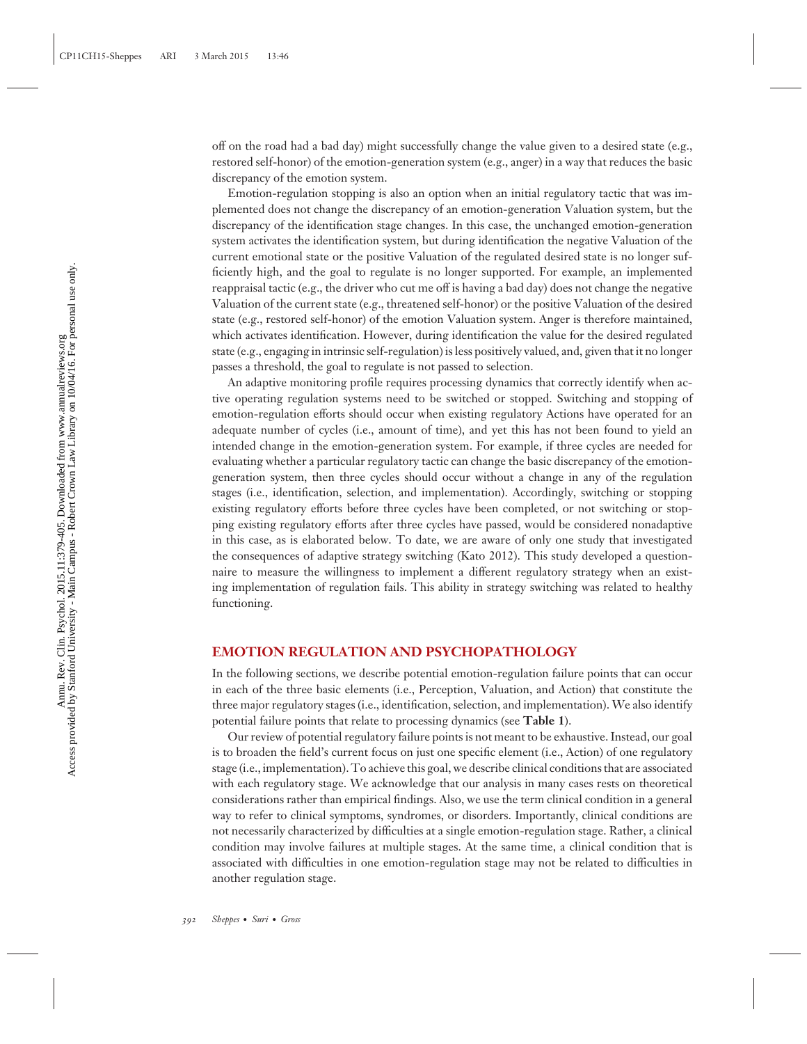off on the road had a bad day) might successfully change the value given to a desired state (e.g., restored self-honor) of the emotion-generation system (e.g., anger) in a way that reduces the basic discrepancy of the emotion system.

Emotion-regulation stopping is also an option when an initial regulatory tactic that was implemented does not change the discrepancy of an emotion-generation Valuation system, but the discrepancy of the identification stage changes. In this case, the unchanged emotion-generation system activates the identification system, but during identification the negative Valuation of the current emotional state or the positive Valuation of the regulated desired state is no longer sufficiently high, and the goal to regulate is no longer supported. For example, an implemented reappraisal tactic (e.g., the driver who cut me off is having a bad day) does not change the negative Valuation of the current state (e.g., threatened self-honor) or the positive Valuation of the desired state (e.g., restored self-honor) of the emotion Valuation system. Anger is therefore maintained, which activates identification. However, during identification the value for the desired regulated state (e.g., engaging in intrinsic self-regulation) is less positively valued, and, given that it no longer passes a threshold, the goal to regulate is not passed to selection.

An adaptive monitoring profile requires processing dynamics that correctly identify when active operating regulation systems need to be switched or stopped. Switching and stopping of emotion-regulation efforts should occur when existing regulatory Actions have operated for an adequate number of cycles (i.e., amount of time), and yet this has not been found to yield an intended change in the emotion-generation system. For example, if three cycles are needed for evaluating whether a particular regulatory tactic can change the basic discrepancy of the emotion-generation system, then three cycles should occur without a change in any of the regulation stages (i.e., identification, selection, and implementation). Accordingly, switching or stopping existing regulatory efforts before three cycles have been completed, or not switching or stopping existing regulatory efforts after three cycles have passed, would be considered nonadaptive in this case, as is elaborated below. To date, we are aware of only one study that investigated the consequences of adaptive strategy switching (Kato 2012). This study developed a questionnaire to measure the willingness to implement a different regulatory strategy when an existing implementation of regulation fails. This ability in strategy switching was related to healthy functioning.

## EMOTION REGULATION AND PSYCHOPATHOLOGY

In the following sections, we describe potential emotion-regulation failure points that can occur in each of the three basic elements (i.e., Perception, Valuation, and Action) that constitute the three major regulatory stages (i.e., identification, selection, and implementation). We also identify potential failure points that relate to processing dynamics (see **Table 1**).

Our review of potential regulatory failure points is not meant to be exhaustive. Instead, our goal is to broaden the field's current focus on just one specific element (i.e., Action) of one regulatory stage (i.e., implementation). To achieve this goal, we describe clinical conditions that are associated with each regulatory stage. We acknowledge that our analysis in many cases rests on theoretical considerations rather than empirical findings. Also, we use the term clinical condition in a general way to refer to clinical symptoms, syndromes, or disorders. Importantly, clinical conditions are not necessarily characterized by difficulties at a single emotion-regulation stage. Rather, a clinical condition may involve failures at multiple stages. At the same time, a clinical condition that is associated with difficulties in one emotion-regulation stage may not be related to difficulties in another regulation stage.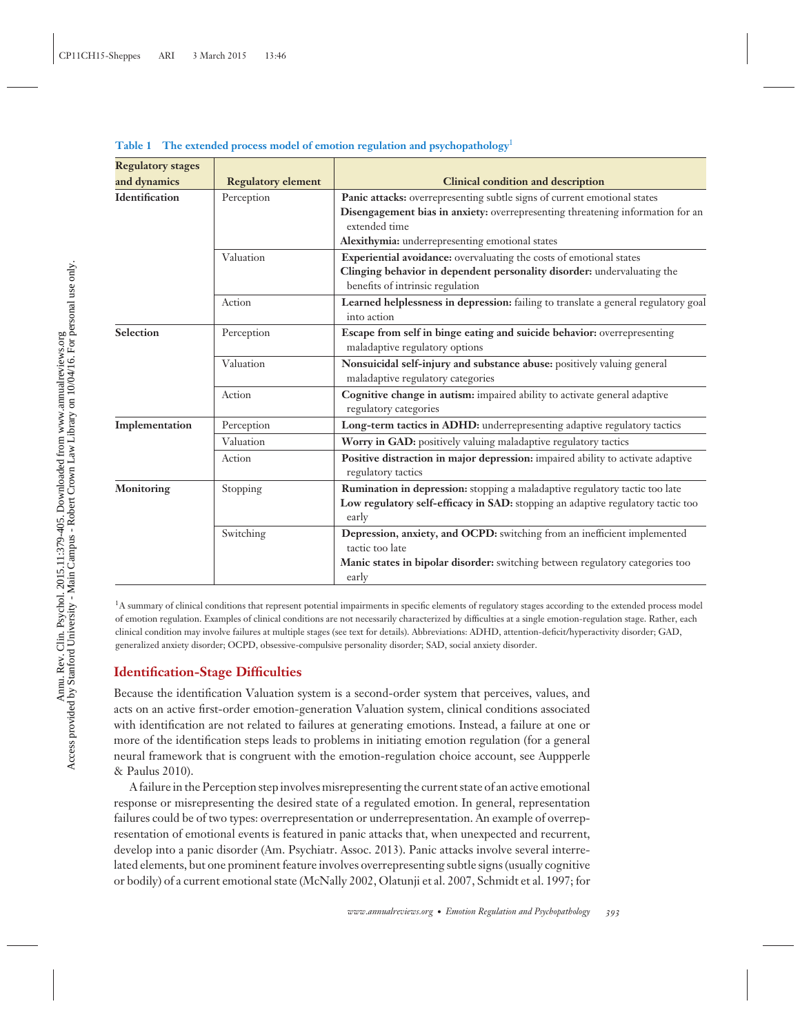**Table 1 The extended process model of emotion regulation and psychopathology[1]**

| Regulatory stages and dynamics | Regulatory element | Clinical condition and description |
|---|---|---|
| **Identification** | Perception | **Panic attacks:** overrepresenting subtle signs of current emotional states<br>**Disengagement bias in anxiety:** overrepresenting threatening information for an extended time<br>**Alexithymia:** underrepresenting emotional states |
| | Valuation | **Experiential avoidance:** overvaluating the costs of emotional states<br>**Clinging behavior in dependent personality disorder:** undervaluating the benefits of intrinsic regulation |
| | Action | **Learned helplessness in depression:** failing to translate a general regulatory goal into action |
| **Selection** | Perception | **Escape from self in binge eating and suicide behavior:** overrepresenting maladaptive regulatory options |
| | Valuation | **Nonsuicidal self-injury and substance abuse:** positively valuing general maladaptive regulatory categories |
| | Action | **Cognitive change in autism:** impaired ability to activate general adaptive regulatory categories |
| **Implementation** | Perception | **Long-term tactics in ADHD:** underrepresenting adaptive regulatory tactics |
| | Valuation | **Worry in GAD:** positively valuing maladaptive regulatory tactics |
| | Action | **Positive distraction in major depression:** impaired ability to activate adaptive regulatory tactics |
| **Monitoring** | Stopping | **Rumination in depression:** stopping a maladaptive regulatory tactic too late<br>**Low regulatory self-efficacy in SAD:** stopping an adaptive regulatory tactic too early |
| | Switching | **Depression, anxiety, and OCPD:** switching from an inefficient implemented tactic too late<br>**Manic states in bipolar disorder:** switching between regulatory categories too early |

[1]A summary of clinical conditions that represent potential impairments in specific elements of regulatory stages according to the extended process model of emotion regulation. Examples of clinical conditions are not necessarily characterized by difficulties at a single emotion-regulation stage. Rather, each clinical condition may involve failures at multiple stages (see text for details). Abbreviations: ADHD, attention-deficit/hyperactivity disorder; GAD, generalized anxiety disorder; OCPD, obsessive-compulsive personality disorder; SAD, social anxiety disorder.

## Identification-Stage Difficulties

Because the identification Valuation system is a second-order system that perceives, values, and acts on an active first-order emotion-generation Valuation system, clinical conditions associated with identification are not related to failures at generating emotions. Instead, a failure at one or more of the identification steps leads to problems in initiating emotion regulation (for a general neural framework that is congruent with the emotion-regulation choice account, see Auppperle & Paulus 2010).

A failure in the Perception step involves misrepresenting the current state of an active emotional response or misrepresenting the desired state of a regulated emotion. In general, representation failures could be of two types: overrepresentation or underrepresentation. An example of overrepresentation of emotional events is featured in panic attacks that, when unexpected and recurrent, develop into a panic disorder (Am. Psychiatr. Assoc. 2013). Panic attacks involve several interrelated elements, but one prominent feature involves overrepresenting subtle signs (usually cognitive or bodily) of a current emotional state (McNally 2002, Olatunji et al. 2007, Schmidt et al. 1997; for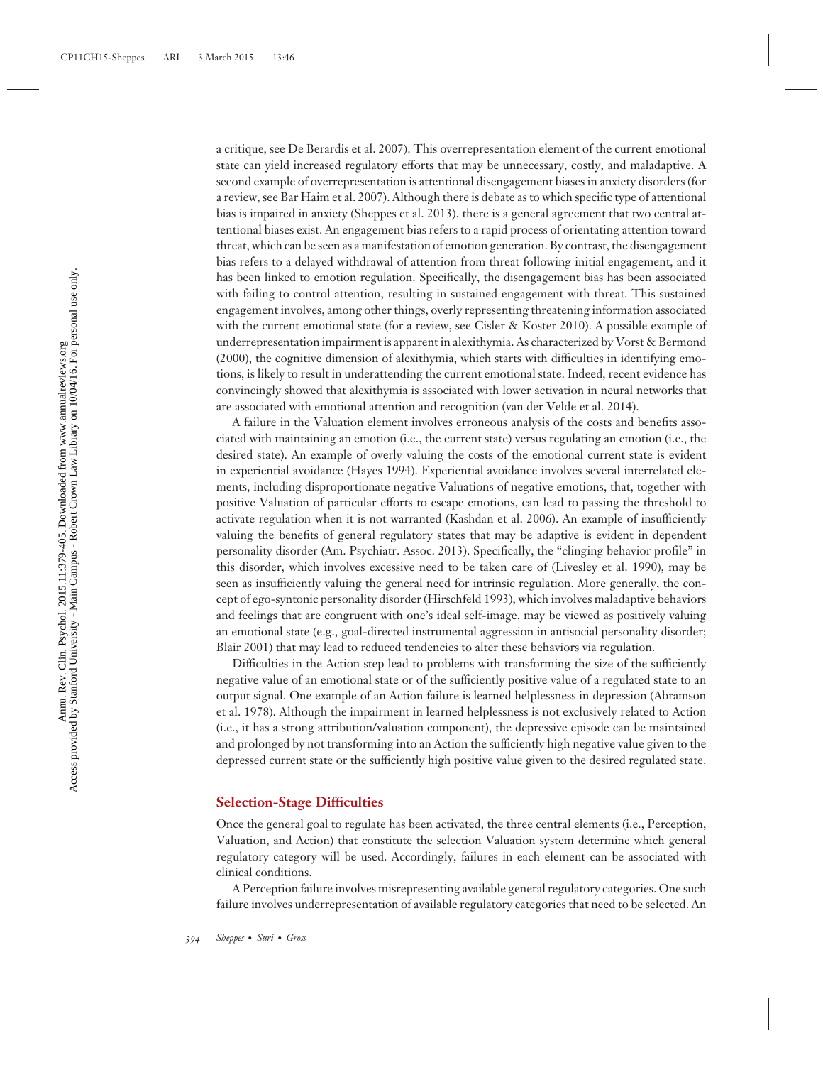a critique, see De Berardis et al. 2007). This overrepresentation element of the current emotional state can yield increased regulatory efforts that may be unnecessary, costly, and maladaptive. A second example of overrepresentation is attentional disengagement biases in anxiety disorders (for a review, see Bar Haim et al. 2007). Although there is debate as to which specific type of attentional bias is impaired in anxiety (Sheppes et al. 2013), there is a general agreement that two central attentional biases exist. An engagement bias refers to a rapid process of orientating attention toward threat, which can be seen as a manifestation of emotion generation. By contrast, the disengagement bias refers to a delayed withdrawal of attention from threat following initial engagement, and it has been linked to emotion regulation. Specifically, the disengagement bias has been associated with failing to control attention, resulting in sustained engagement with threat. This sustained engagement involves, among other things, overly representing threatening information associated with the current emotional state (for a review, see Cisler & Koster 2010). A possible example of underrepresentation impairment is apparent in alexithymia. As characterized by Vorst & Bermond (2000), the cognitive dimension of alexithymia, which starts with difficulties in identifying emotions, is likely to result in underattending the current emotional state. Indeed, recent evidence has convincingly showed that alexithymia is associated with lower activation in neural networks that are associated with emotional attention and recognition (van der Velde et al. 2014).

A failure in the Valuation element involves erroneous analysis of the costs and benefits associated with maintaining an emotion (i.e., the current state) versus regulating an emotion (i.e., the desired state). An example of overly valuing the costs of the emotional current state is evident in experiential avoidance (Hayes 1994). Experiential avoidance involves several interrelated elements, including disproportionate negative Valuations of negative emotions, that, together with positive Valuation of particular efforts to escape emotions, can lead to passing the threshold to activate regulation when it is not warranted (Kashdan et al. 2006). An example of insufficiently valuing the benefits of general regulatory states that may be adaptive is evident in dependent personality disorder (Am. Psychiatr. Assoc. 2013). Specifically, the "clinging behavior profile" in this disorder, which involves excessive need to be taken care of (Livesley et al. 1990), may be seen as insufficiently valuing the general need for intrinsic regulation. More generally, the concept of ego-syntonic personality disorder (Hirschfeld 1993), which involves maladaptive behaviors and feelings that are congruent with one's ideal self-image, may be viewed as positively valuing an emotional state (e.g., goal-directed instrumental aggression in antisocial personality disorder; Blair 2001) that may lead to reduced tendencies to alter these behaviors via regulation.

Difficulties in the Action step lead to problems with transforming the size of the sufficiently negative value of an emotional state or of the sufficiently positive value of a regulated state to an output signal. One example of an Action failure is learned helplessness in depression (Abramson et al. 1978). Although the impairment in learned helplessness is not exclusively related to Action (i.e., it has a strong attribution/valuation component), the depressive episode can be maintained and prolonged by not transforming into an Action the sufficiently high negative value given to the depressed current state or the sufficiently high positive value given to the desired regulated state.

## Selection-Stage Difficulties

Once the general goal to regulate has been activated, the three central elements (i.e., Perception, Valuation, and Action) that constitute the selection Valuation system determine which general regulatory category will be used. Accordingly, failures in each element can be associated with clinical conditions.

A Perception failure involves misrepresenting available general regulatory categories. One such failure involves underrepresentation of available regulatory categories that need to be selected. An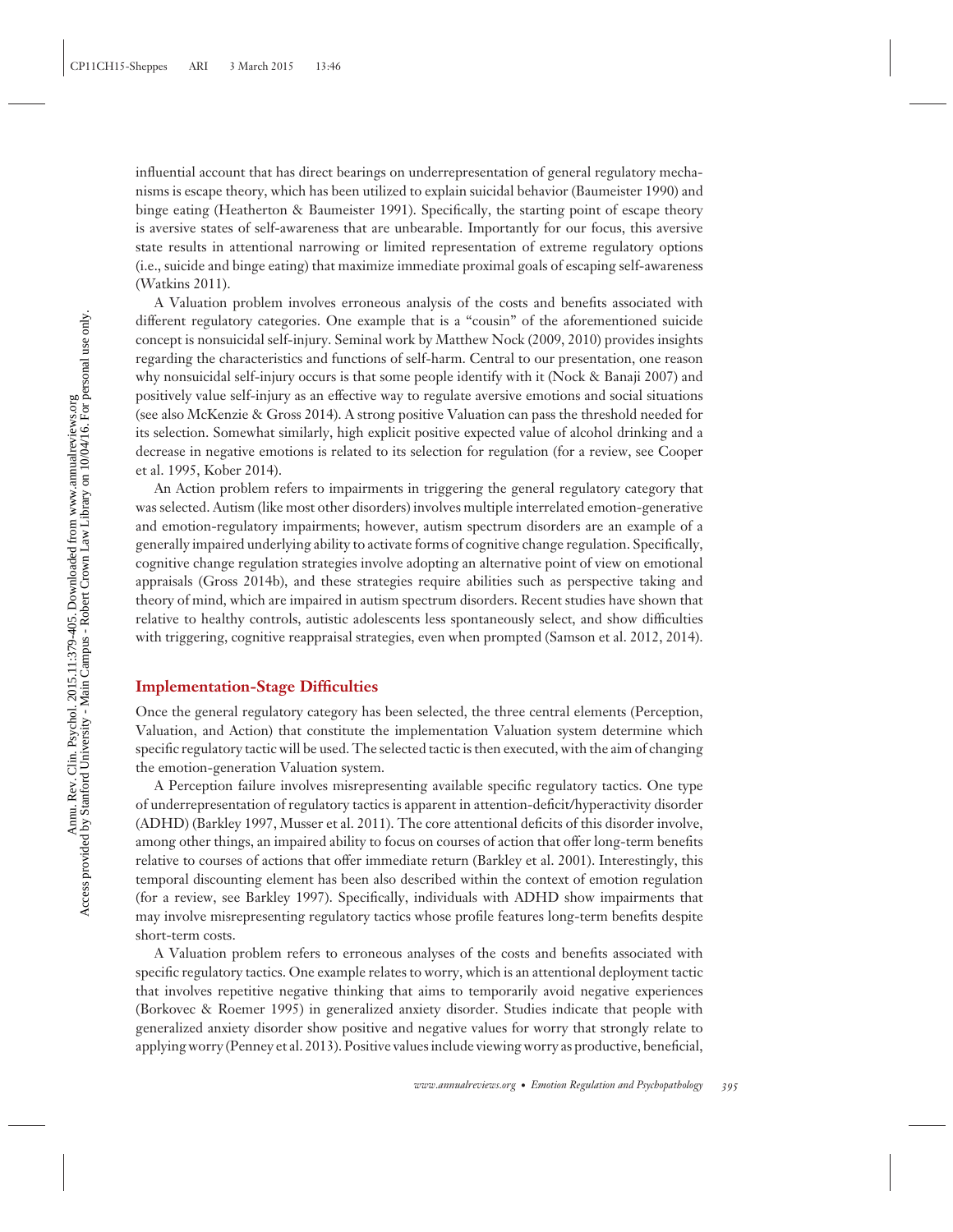influential account that has direct bearings on underrepresentation of general regulatory mechanisms is escape theory, which has been utilized to explain suicidal behavior (Baumeister 1990) and binge eating (Heatherton & Baumeister 1991). Specifically, the starting point of escape theory is aversive states of self-awareness that are unbearable. Importantly for our focus, this aversive state results in attentional narrowing or limited representation of extreme regulatory options (i.e., suicide and binge eating) that maximize immediate proximal goals of escaping self-awareness (Watkins 2011).

A Valuation problem involves erroneous analysis of the costs and benefits associated with different regulatory categories. One example that is a "cousin" of the aforementioned suicide concept is nonsuicidal self-injury. Seminal work by Matthew Nock (2009, 2010) provides insights regarding the characteristics and functions of self-harm. Central to our presentation, one reason why nonsuicidal self-injury occurs is that some people identify with it (Nock & Banaji 2007) and positively value self-injury as an effective way to regulate aversive emotions and social situations (see also McKenzie & Gross 2014). A strong positive Valuation can pass the threshold needed for its selection. Somewhat similarly, high explicit positive expected value of alcohol drinking and a decrease in negative emotions is related to its selection for regulation (for a review, see Cooper et al. 1995, Kober 2014).

An Action problem refers to impairments in triggering the general regulatory category that was selected. Autism (like most other disorders) involves multiple interrelated emotion-generative and emotion-regulatory impairments; however, autism spectrum disorders are an example of a generally impaired underlying ability to activate forms of cognitive change regulation. Specifically, cognitive change regulation strategies involve adopting an alternative point of view on emotional appraisals (Gross 2014b), and these strategies require abilities such as perspective taking and theory of mind, which are impaired in autism spectrum disorders. Recent studies have shown that relative to healthy controls, autistic adolescents less spontaneously select, and show difficulties with triggering, cognitive reappraisal strategies, even when prompted (Samson et al. 2012, 2014).

## Implementation-Stage Difficulties

Once the general regulatory category has been selected, the three central elements (Perception, Valuation, and Action) that constitute the implementation Valuation system determine which specific regulatory tactic will be used. The selected tactic is then executed, with the aim of changing the emotion-generation Valuation system.

A Perception failure involves misrepresenting available specific regulatory tactics. One type of underrepresentation of regulatory tactics is apparent in attention-deficit/hyperactivity disorder (ADHD) (Barkley 1997, Musser et al. 2011). The core attentional deficits of this disorder involve, among other things, an impaired ability to focus on courses of action that offer long-term benefits relative to courses of actions that offer immediate return (Barkley et al. 2001). Interestingly, this temporal discounting element has been also described within the context of emotion regulation (for a review, see Barkley 1997). Specifically, individuals with ADHD show impairments that may involve misrepresenting regulatory tactics whose profile features long-term benefits despite short-term costs.

A Valuation problem refers to erroneous analyses of the costs and benefits associated with specific regulatory tactics. One example relates to worry, which is an attentional deployment tactic that involves repetitive negative thinking that aims to temporarily avoid negative experiences (Borkovec & Roemer 1995) in generalized anxiety disorder. Studies indicate that people with generalized anxiety disorder show positive and negative values for worry that strongly relate to applying worry (Penney et al. 2013). Positive values include viewing worry as productive, beneficial,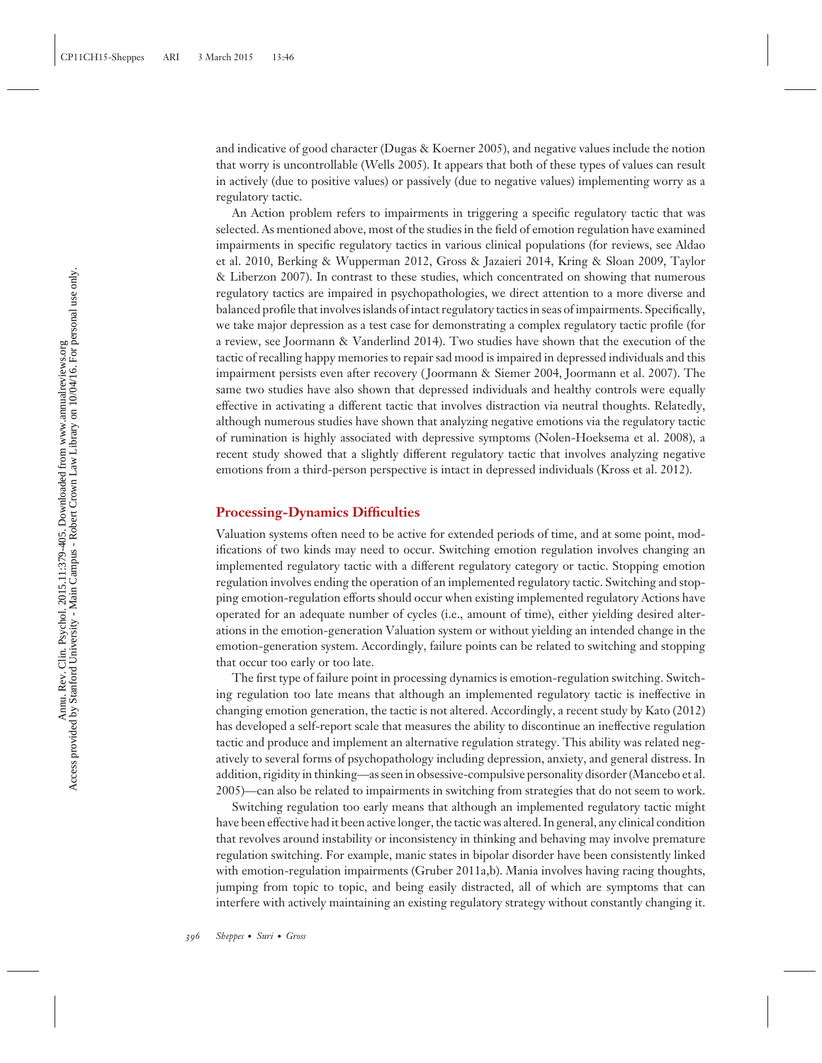and indicative of good character (Dugas & Koerner 2005), and negative values include the notion that worry is uncontrollable (Wells 2005). It appears that both of these types of values can result in actively (due to positive values) or passively (due to negative values) implementing worry as a regulatory tactic.

An Action problem refers to impairments in triggering a specific regulatory tactic that was selected. As mentioned above, most of the studies in the field of emotion regulation have examined impairments in specific regulatory tactics in various clinical populations (for reviews, see Aldao et al. 2010, Berking & Wupperman 2012, Gross & Jazaieri 2014, Kring & Sloan 2009, Taylor & Liberzon 2007). In contrast to these studies, which concentrated on showing that numerous regulatory tactics are impaired in psychopathologies, we direct attention to a more diverse and balanced profile that involves islands of intact regulatory tactics in seas of impairments. Specifically, we take major depression as a test case for demonstrating a complex regulatory tactic profile (for a review, see Joormann & Vanderlind 2014). Two studies have shown that the execution of the tactic of recalling happy memories to repair sad mood is impaired in depressed individuals and this impairment persists even after recovery (Joormann & Siemer 2004, Joormann et al. 2007). The same two studies have also shown that depressed individuals and healthy controls were equally effective in activating a different tactic that involves distraction via neutral thoughts. Relatedly, although numerous studies have shown that analyzing negative emotions via the regulatory tactic of rumination is highly associated with depressive symptoms (Nolen-Hoeksema et al. 2008), a recent study showed that a slightly different regulatory tactic that involves analyzing negative emotions from a third-person perspective is intact in depressed individuals (Kross et al. 2012).

## Processing-Dynamics Difficulties

Valuation systems often need to be active for extended periods of time, and at some point, modifications of two kinds may need to occur. Switching emotion regulation involves changing an implemented regulatory tactic with a different regulatory category or tactic. Stopping emotion regulation involves ending the operation of an implemented regulatory tactic. Switching and stopping emotion-regulation efforts should occur when existing implemented regulatory Actions have operated for an adequate number of cycles (i.e., amount of time), either yielding desired alterations in the emotion-generation Valuation system or without yielding an intended change in the emotion-generation system. Accordingly, failure points can be related to switching and stopping that occur too early or too late.

The first type of failure point in processing dynamics is emotion-regulation switching. Switching regulation too late means that although an implemented regulatory tactic is ineffective in changing emotion generation, the tactic is not altered. Accordingly, a recent study by Kato (2012) has developed a self-report scale that measures the ability to discontinue an ineffective regulation tactic and produce and implement an alternative regulation strategy. This ability was related negatively to several forms of psychopathology including depression, anxiety, and general distress. In addition, rigidity in thinking—as seen in obsessive-compulsive personality disorder (Mancebo et al. 2005)—can also be related to impairments in switching from strategies that do not seem to work.

Switching regulation too early means that although an implemented regulatory tactic might have been effective had it been active longer, the tactic was altered. In general, any clinical condition that revolves around instability or inconsistency in thinking and behaving may involve premature regulation switching. For example, manic states in bipolar disorder have been consistently linked with emotion-regulation impairments (Gruber 2011a,b). Mania involves having racing thoughts, jumping from topic to topic, and being easily distracted, all of which are symptoms that can interfere with actively maintaining an existing regulatory strategy without constantly changing it.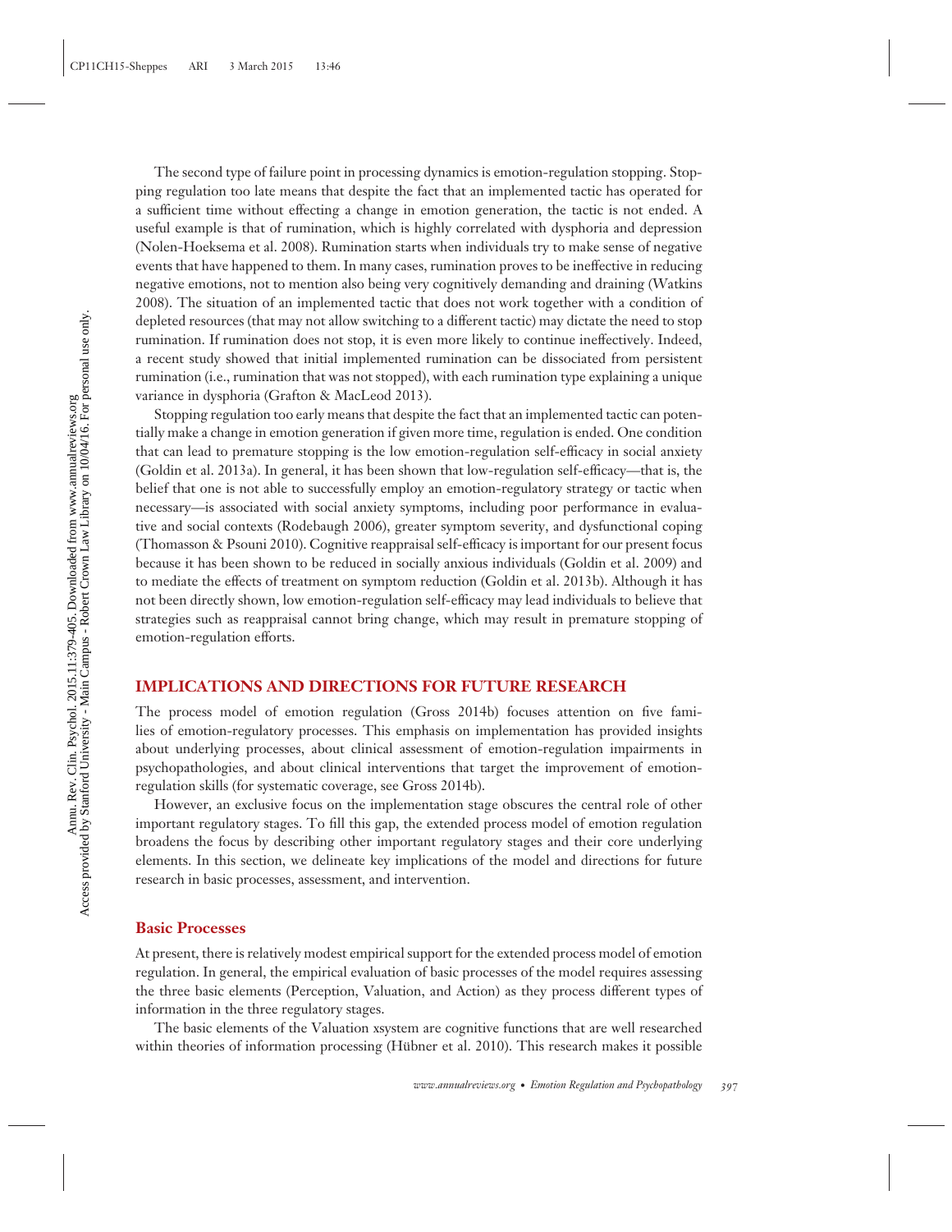The second type of failure point in processing dynamics is emotion-regulation stopping. Stopping regulation too late means that despite the fact that an implemented tactic has operated for a sufficient time without effecting a change in emotion generation, the tactic is not ended. A useful example is that of rumination, which is highly correlated with dysphoria and depression (Nolen-Hoeksema et al. 2008). Rumination starts when individuals try to make sense of negative events that have happened to them. In many cases, rumination proves to be ineffective in reducing negative emotions, not to mention also being very cognitively demanding and draining (Watkins 2008). The situation of an implemented tactic that does not work together with a condition of depleted resources (that may not allow switching to a different tactic) may dictate the need to stop rumination. If rumination does not stop, it is even more likely to continue ineffectively. Indeed, a recent study showed that initial implemented rumination can be dissociated from persistent rumination (i.e., rumination that was not stopped), with each rumination type explaining a unique variance in dysphoria (Grafton & MacLeod 2013).

Stopping regulation too early means that despite the fact that an implemented tactic can potentially make a change in emotion generation if given more time, regulation is ended. One condition that can lead to premature stopping is the low emotion-regulation self-efficacy in social anxiety (Goldin et al. 2013a). In general, it has been shown that low-regulation self-efficacy—that is, the belief that one is not able to successfully employ an emotion-regulatory strategy or tactic when necessary—is associated with social anxiety symptoms, including poor performance in evaluative and social contexts (Rodebaugh 2006), greater symptom severity, and dysfunctional coping (Thomasson & Psouni 2010). Cognitive reappraisal self-efficacy is important for our present focus because it has been shown to be reduced in socially anxious individuals (Goldin et al. 2009) and to mediate the effects of treatment on symptom reduction (Goldin et al. 2013b). Although it has not been directly shown, low emotion-regulation self-efficacy may lead individuals to believe that strategies such as reappraisal cannot bring change, which may result in premature stopping of emotion-regulation efforts.

## IMPLICATIONS AND DIRECTIONS FOR FUTURE RESEARCH

The process model of emotion regulation (Gross 2014b) focuses attention on five families of emotion-regulatory processes. This emphasis on implementation has provided insights about underlying processes, about clinical assessment of emotion-regulation impairments in psychopathologies, and about clinical interventions that target the improvement of emotion-regulation skills (for systematic coverage, see Gross 2014b).

However, an exclusive focus on the implementation stage obscures the central role of other important regulatory stages. To fill this gap, the extended process model of emotion regulation broadens the focus by describing other important regulatory stages and their core underlying elements. In this section, we delineate key implications of the model and directions for future research in basic processes, assessment, and intervention.

### Basic Processes

At present, there is relatively modest empirical support for the extended process model of emotion regulation. In general, the empirical evaluation of basic processes of the model requires assessing the three basic elements (Perception, Valuation, and Action) as they process different types of information in the three regulatory stages.

The basic elements of the Valuation xsystem are cognitive functions that are well researched within theories of information processing (Hübner et al. 2010). This research makes it possible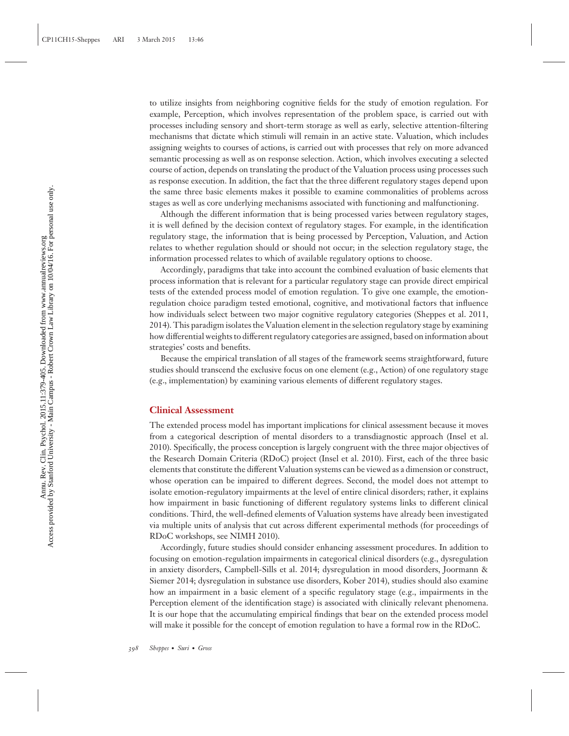to utilize insights from neighboring cognitive fields for the study of emotion regulation. For example, Perception, which involves representation of the problem space, is carried out with processes including sensory and short-term storage as well as early, selective attention-filtering mechanisms that dictate which stimuli will remain in an active state. Valuation, which includes assigning weights to courses of actions, is carried out with processes that rely on more advanced semantic processing as well as on response selection. Action, which involves executing a selected course of action, depends on translating the product of the Valuation process using processes such as response execution. In addition, the fact that the three different regulatory stages depend upon the same three basic elements makes it possible to examine commonalities of problems across stages as well as core underlying mechanisms associated with functioning and malfunctioning.

Although the different information that is being processed varies between regulatory stages, it is well defined by the decision context of regulatory stages. For example, in the identification regulatory stage, the information that is being processed by Perception, Valuation, and Action relates to whether regulation should or should not occur; in the selection regulatory stage, the information processed relates to which of available regulatory options to choose.

Accordingly, paradigms that take into account the combined evaluation of basic elements that process information that is relevant for a particular regulatory stage can provide direct empirical tests of the extended process model of emotion regulation. To give one example, the emotion-regulation choice paradigm tested emotional, cognitive, and motivational factors that influence how individuals select between two major cognitive regulatory categories (Sheppes et al. 2011, 2014). This paradigm isolates the Valuation element in the selection regulatory stage by examining how differential weights to different regulatory categories are assigned, based on information about strategies' costs and benefits.

Because the empirical translation of all stages of the framework seems straightforward, future studies should transcend the exclusive focus on one element (e.g., Action) of one regulatory stage (e.g., implementation) by examining various elements of different regulatory stages.

## Clinical Assessment

The extended process model has important implications for clinical assessment because it moves from a categorical description of mental disorders to a transdiagnostic approach (Insel et al. 2010). Specifically, the process conception is largely congruent with the three major objectives of the Research Domain Criteria (RDoC) project (Insel et al. 2010). First, each of the three basic elements that constitute the different Valuation systems can be viewed as a dimension or construct, whose operation can be impaired to different degrees. Second, the model does not attempt to isolate emotion-regulatory impairments at the level of entire clinical disorders; rather, it explains how impairment in basic functioning of different regulatory systems links to different clinical conditions. Third, the well-defined elements of Valuation systems have already been investigated via multiple units of analysis that cut across different experimental methods (for proceedings of RDoC workshops, see NIMH 2010).

Accordingly, future studies should consider enhancing assessment procedures. In addition to focusing on emotion-regulation impairments in categorical clinical disorders (e.g., dysregulation in anxiety disorders, Campbell-Sills et al. 2014; dysregulation in mood disorders, Joormann & Siemer 2014; dysregulation in substance use disorders, Kober 2014), studies should also examine how an impairment in a basic element of a specific regulatory stage (e.g., impairments in the Perception element of the identification stage) is associated with clinically relevant phenomena. It is our hope that the accumulating empirical findings that bear on the extended process model will make it possible for the concept of emotion regulation to have a formal row in the RDoC.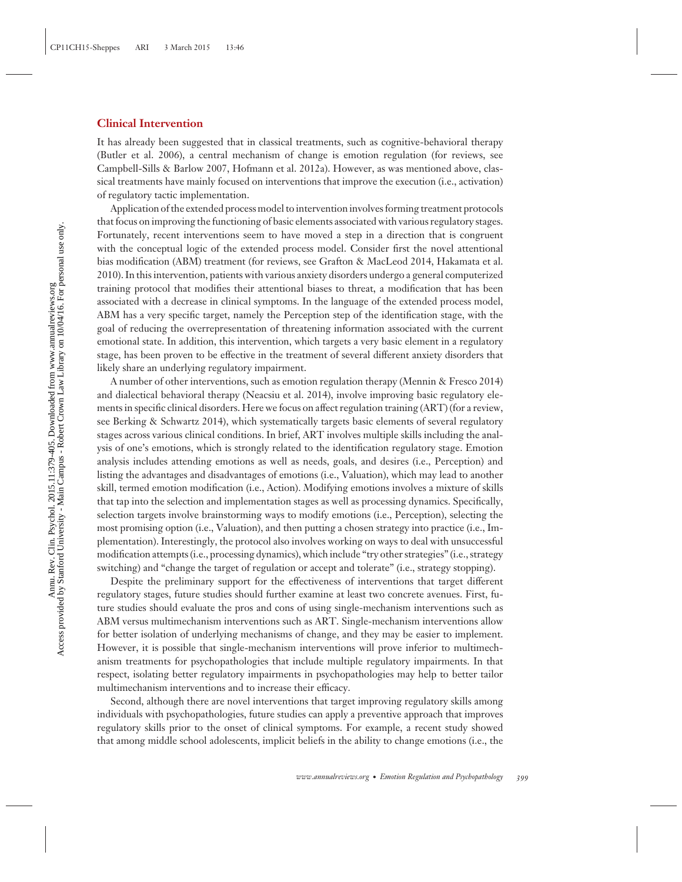### Clinical Intervention

It has already been suggested that in classical treatments, such as cognitive-behavioral therapy (Butler et al. 2006), a central mechanism of change is emotion regulation (for reviews, see Campbell-Sills & Barlow 2007, Hofmann et al. 2012a). However, as was mentioned above, classical treatments have mainly focused on interventions that improve the execution (i.e., activation) of regulatory tactic implementation.

Application of the extended process model to intervention involves forming treatment protocols that focus on improving the functioning of basic elements associated with various regulatory stages. Fortunately, recent interventions seem to have moved a step in a direction that is congruent with the conceptual logic of the extended process model. Consider first the novel attentional bias modification (ABM) treatment (for reviews, see Grafton & MacLeod 2014, Hakamata et al. 2010). In this intervention, patients with various anxiety disorders undergo a general computerized training protocol that modifies their attentional biases to threat, a modification that has been associated with a decrease in clinical symptoms. In the language of the extended process model, ABM has a very specific target, namely the Perception step of the identification stage, with the goal of reducing the overrepresentation of threatening information associated with the current emotional state. In addition, this intervention, which targets a very basic element in a regulatory stage, has been proven to be effective in the treatment of several different anxiety disorders that likely share an underlying regulatory impairment.

A number of other interventions, such as emotion regulation therapy (Mennin & Fresco 2014) and dialectical behavioral therapy (Neacsiu et al. 2014), involve improving basic regulatory elements in specific clinical disorders. Here we focus on affect regulation training (ART) (for a review, see Berking & Schwartz 2014), which systematically targets basic elements of several regulatory stages across various clinical conditions. In brief, ART involves multiple skills including the analysis of one's emotions, which is strongly related to the identification regulatory stage. Emotion analysis includes attending emotions as well as needs, goals, and desires (i.e., Perception) and listing the advantages and disadvantages of emotions (i.e., Valuation), which may lead to another skill, termed emotion modification (i.e., Action). Modifying emotions involves a mixture of skills that tap into the selection and implementation stages as well as processing dynamics. Specifically, selection targets involve brainstorming ways to modify emotions (i.e., Perception), selecting the most promising option (i.e., Valuation), and then putting a chosen strategy into practice (i.e., Implementation). Interestingly, the protocol also involves working on ways to deal with unsuccessful modification attempts (i.e., processing dynamics), which include "try other strategies" (i.e., strategy switching) and "change the target of regulation or accept and tolerate" (i.e., strategy stopping).

Despite the preliminary support for the effectiveness of interventions that target different regulatory stages, future studies should further examine at least two concrete avenues. First, future studies should evaluate the pros and cons of using single-mechanism interventions such as ABM versus multimechanism interventions such as ART. Single-mechanism interventions allow for better isolation of underlying mechanisms of change, and they may be easier to implement. However, it is possible that single-mechanism interventions will prove inferior to multimechanism treatments for psychopathologies that include multiple regulatory impairments. In that respect, isolating better regulatory impairments in psychopathologies may help to better tailor multimechanism interventions and to increase their efficacy.

Second, although there are novel interventions that target improving regulatory skills among individuals with psychopathologies, future studies can apply a preventive approach that improves regulatory skills prior to the onset of clinical symptoms. For example, a recent study showed that among middle school adolescents, implicit beliefs in the ability to change emotions (i.e., the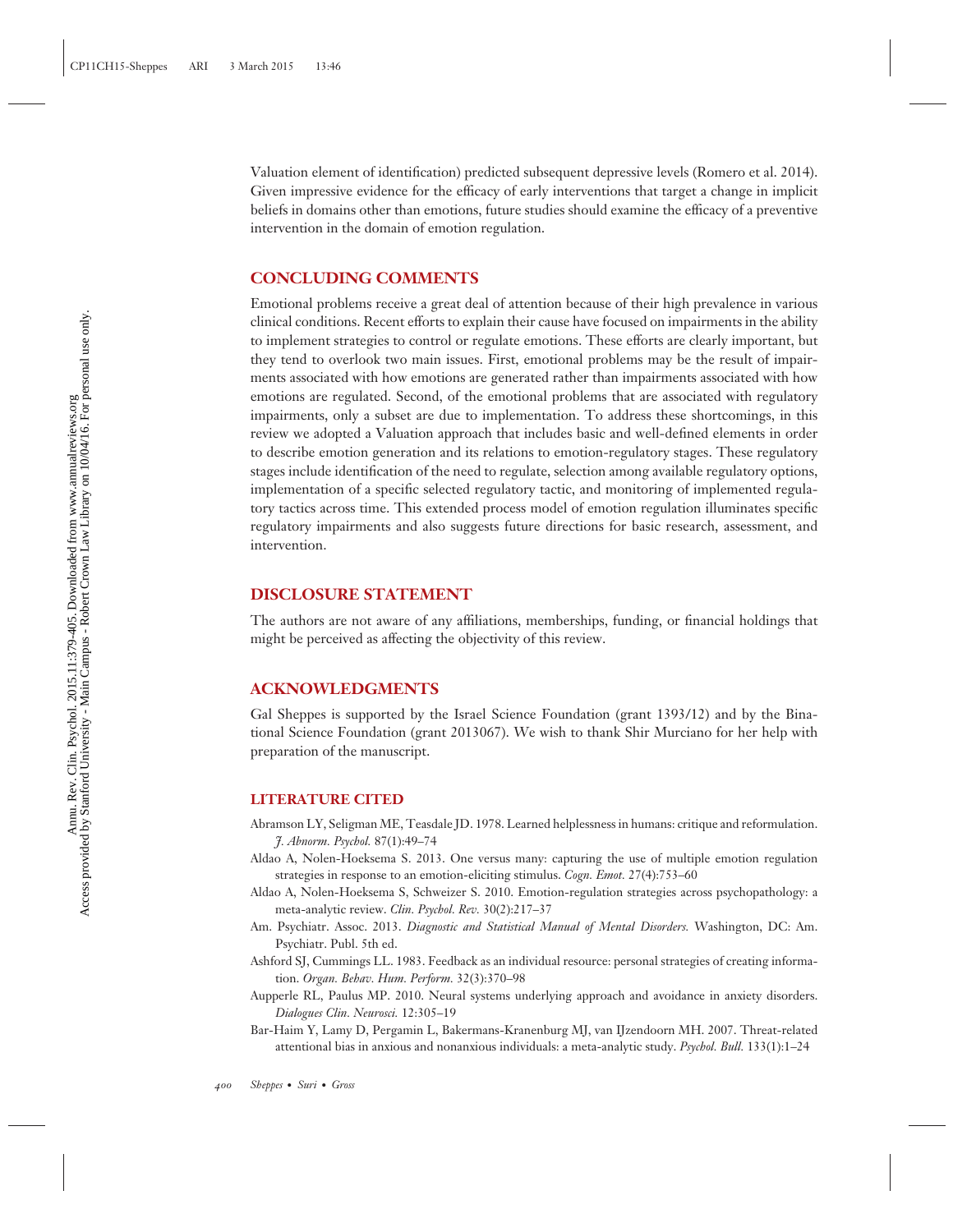Valuation element of identification) predicted subsequent depressive levels (Romero et al. 2014). Given impressive evidence for the efficacy of early interventions that target a change in implicit beliefs in domains other than emotions, future studies should examine the efficacy of a preventive intervention in the domain of emotion regulation.

## CONCLUDING COMMENTS

Emotional problems receive a great deal of attention because of their high prevalence in various clinical conditions. Recent efforts to explain their cause have focused on impairments in the ability to implement strategies to control or regulate emotions. These efforts are clearly important, but they tend to overlook two main issues. First, emotional problems may be the result of impairments associated with how emotions are generated rather than impairments associated with how emotions are regulated. Second, of the emotional problems that are associated with regulatory impairments, only a subset are due to implementation. To address these shortcomings, in this review we adopted a Valuation approach that includes basic and well-defined elements in order to describe emotion generation and its relations to emotion-regulatory stages. These regulatory stages include identification of the need to regulate, selection among available regulatory options, implementation of a specific selected regulatory tactic, and monitoring of implemented regulatory tactics across time. This extended process model of emotion regulation illuminates specific regulatory impairments and also suggests future directions for basic research, assessment, and intervention.

## DISCLOSURE STATEMENT

The authors are not aware of any affiliations, memberships, funding, or financial holdings that might be perceived as affecting the objectivity of this review.

## ACKNOWLEDGMENTS

Gal Sheppes is supported by the Israel Science Foundation (grant 1393/12) and by the Binational Science Foundation (grant 2013067). We wish to thank Shir Murciano for her help with preparation of the manuscript.

### LITERATURE CITED

Abramson LY, Seligman ME, Teasdale JD. 1978. Learned helplessness in humans: critique and reformulation. *J. Abnorm. Psychol.* 87(1):49–74

Aldao A, Nolen-Hoeksema S. 2013. One versus many: capturing the use of multiple emotion regulation strategies in response to an emotion-eliciting stimulus. *Cogn. Emot.* 27(4):753–60

Aldao A, Nolen-Hoeksema S, Schweizer S. 2010. Emotion-regulation strategies across psychopathology: a meta-analytic review. *Clin. Psychol. Rev.* 30(2):217–37

Am. Psychiatr. Assoc. 2013. *Diagnostic and Statistical Manual of Mental Disorders.* Washington, DC: Am. Psychiatr. Publ. 5th ed.

Ashford SJ, Cummings LL. 1983. Feedback as an individual resource: personal strategies of creating information. *Organ. Behav. Hum. Perform.* 32(3):370–98

Aupperle RL, Paulus MP. 2010. Neural systems underlying approach and avoidance in anxiety disorders. *Dialogues Clin. Neurosci.* 12:305–19

Bar-Haim Y, Lamy D, Pergamin L, Bakermans-Kranenburg MJ, van IJzendoorn MH. 2007. Threat-related attentional bias in anxious and nonanxious individuals: a meta-analytic study. *Psychol. Bull.* 133(1):1–24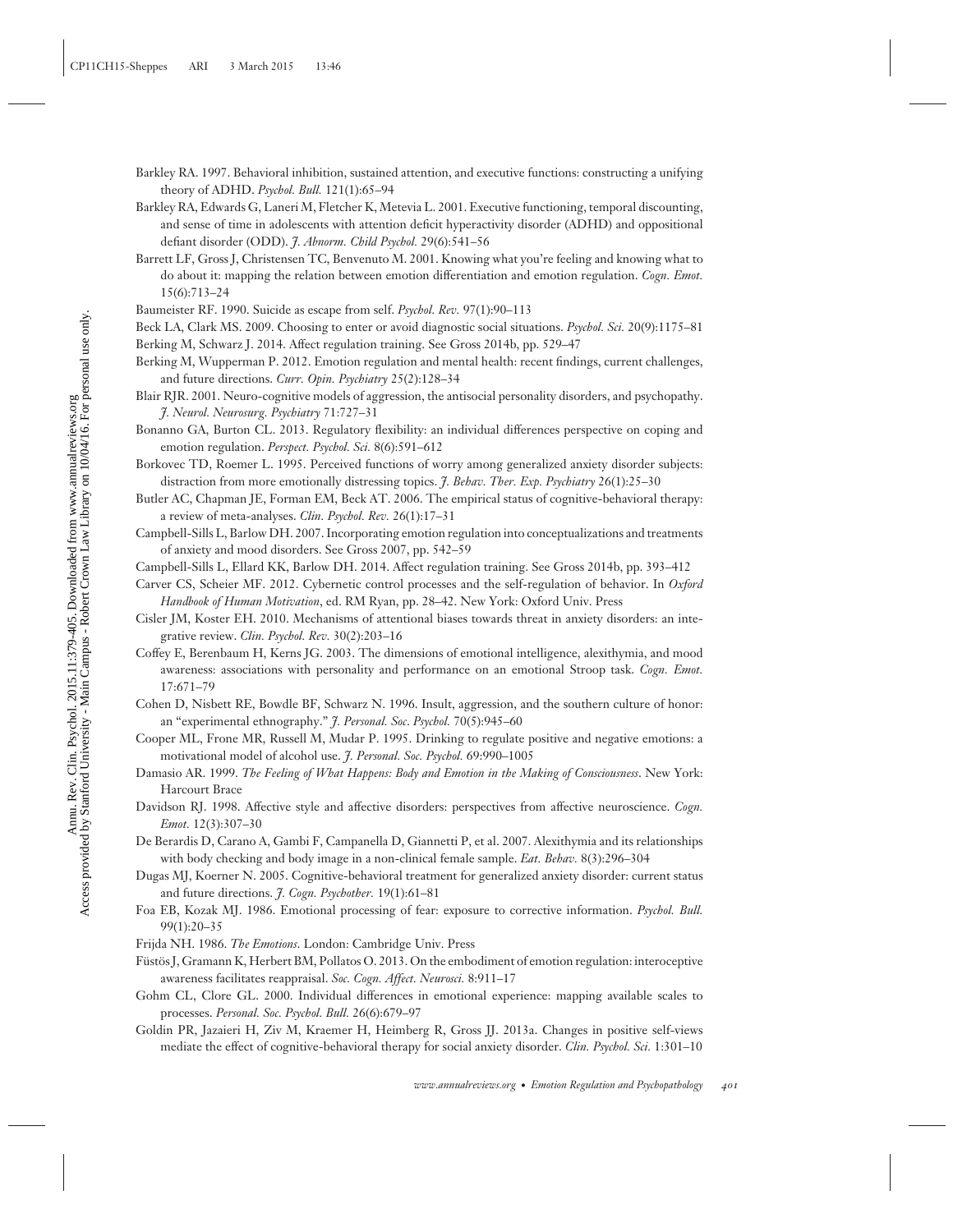Barkley RA. 1997. Behavioral inhibition, sustained attention, and executive functions: constructing a unifying theory of ADHD. *Psychol. Bull.* 121(1):65–94

Barkley RA, Edwards G, Laneri M, Fletcher K, Metevia L. 2001. Executive functioning, temporal discounting, and sense of time in adolescents with attention deficit hyperactivity disorder (ADHD) and oppositional defiant disorder (ODD). *J. Abnorm. Child Psychol.* 29(6):541–56

Barrett LF, Gross J, Christensen TC, Benvenuto M. 2001. Knowing what you're feeling and knowing what to do about it: mapping the relation between emotion differentiation and emotion regulation. *Cogn. Emot.* 15(6):713–24

Baumeister RF. 1990. Suicide as escape from self. *Psychol. Rev.* 97(1):90–113

Beck LA, Clark MS. 2009. Choosing to enter or avoid diagnostic social situations. *Psychol. Sci.* 20(9):1175–81

Berking M, Schwarz J. 2014. Affect regulation training. See Gross 2014b, pp. 529–47

Berking M, Wupperman P. 2012. Emotion regulation and mental health: recent findings, current challenges, and future directions. *Curr. Opin. Psychiatry* 25(2):128–34

Blair RJR. 2001. Neuro-cognitive models of aggression, the antisocial personality disorders, and psychopathy. *J. Neurol. Neurosurg. Psychiatry* 71:727–31

Bonanno GA, Burton CL. 2013. Regulatory flexibility: an individual differences perspective on coping and emotion regulation. *Perspect. Psychol. Sci.* 8(6):591–612

Borkovec TD, Roemer L. 1995. Perceived functions of worry among generalized anxiety disorder subjects: distraction from more emotionally distressing topics. *J. Behav. Ther. Exp. Psychiatry* 26(1):25–30

Butler AC, Chapman JE, Forman EM, Beck AT. 2006. The empirical status of cognitive-behavioral therapy: a review of meta-analyses. *Clin. Psychol. Rev.* 26(1):17–31

Campbell-Sills L, Barlow DH. 2007. Incorporating emotion regulation into conceptualizations and treatments of anxiety and mood disorders. See Gross 2007, pp. 542–59

Campbell-Sills L, Ellard KK, Barlow DH. 2014. Affect regulation training. See Gross 2014b, pp. 393–412

Carver CS, Scheier MF. 2012. Cybernetic control processes and the self-regulation of behavior. In *Oxford Handbook of Human Motivation*, ed. RM Ryan, pp. 28–42. New York: Oxford Univ. Press

Cisler JM, Koster EH. 2010. Mechanisms of attentional biases towards threat in anxiety disorders: an integrative review. *Clin. Psychol. Rev.* 30(2):203–16

Coffey E, Berenbaum H, Kerns JG. 2003. The dimensions of emotional intelligence, alexithymia, and mood awareness: associations with personality and performance on an emotional Stroop task. *Cogn. Emot.* 17:671–79

Cohen D, Nisbett RE, Bowdle BF, Schwarz N. 1996. Insult, aggression, and the southern culture of honor: an "experimental ethnography." *J. Personal. Soc. Psychol.* 70(5):945–60

Cooper ML, Frone MR, Russell M, Mudar P. 1995. Drinking to regulate positive and negative emotions: a motivational model of alcohol use. *J. Personal. Soc. Psychol.* 69:990–1005

Damasio AR. 1999. *The Feeling of What Happens: Body and Emotion in the Making of Consciousness*. New York: Harcourt Brace

Davidson RJ. 1998. Affective style and affective disorders: perspectives from affective neuroscience. *Cogn. Emot.* 12(3):307–30

De Berardis D, Carano A, Gambi F, Campanella D, Giannetti P, et al. 2007. Alexithymia and its relationships with body checking and body image in a non-clinical female sample. *Eat. Behav.* 8(3):296–304

Dugas MJ, Koerner N. 2005. Cognitive-behavioral treatment for generalized anxiety disorder: current status and future directions. *J. Cogn. Psychother.* 19(1):61–81

Foa EB, Kozak MJ. 1986. Emotional processing of fear: exposure to corrective information. *Psychol. Bull.* 99(1):20–35

Frijda NH. 1986. *The Emotions*. London: Cambridge Univ. Press

Füstös J, Gramann K, Herbert BM, Pollatos O. 2013. On the embodiment of emotion regulation: interoceptive awareness facilitates reappraisal. *Soc. Cogn. Affect. Neurosci.* 8:911–17

Gohm CL, Clore GL. 2000. Individual differences in emotional experience: mapping available scales to processes. *Personal. Soc. Psychol. Bull.* 26(6):679–97

Goldin PR, Jazaieri H, Ziv M, Kraemer H, Heimberg R, Gross JJ. 2013a. Changes in positive self-views mediate the effect of cognitive-behavioral therapy for social anxiety disorder. *Clin. Psychol. Sci.* 1:301–10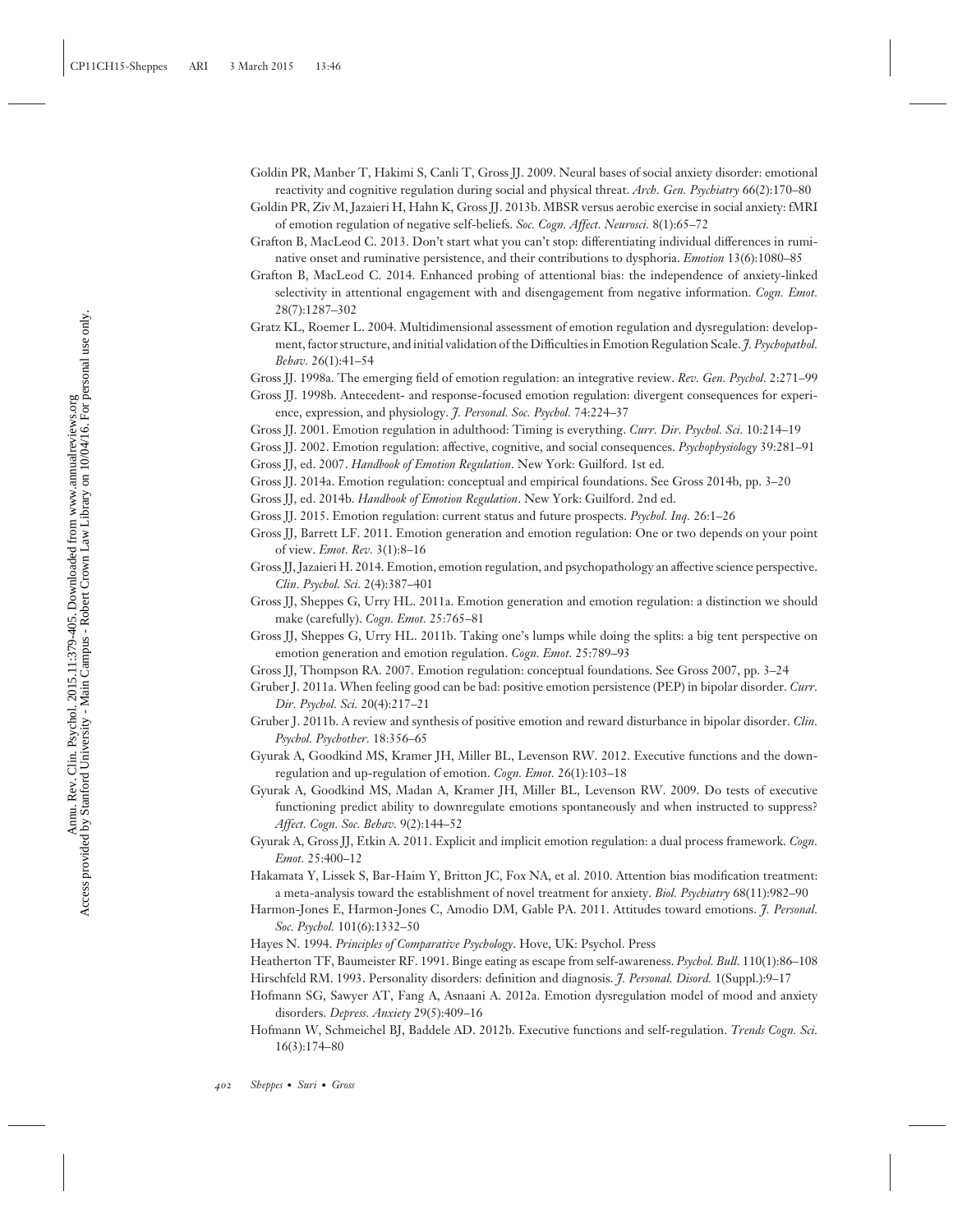Goldin PR, Manber T, Hakimi S, Canli T, Gross JJ. 2009. Neural bases of social anxiety disorder: emotional reactivity and cognitive regulation during social and physical threat. *Arch. Gen. Psychiatry* 66(2):170–80

Goldin PR, Ziv M, Jazaieri H, Hahn K, Gross JJ. 2013b. MBSR versus aerobic exercise in social anxiety: fMRI of emotion regulation of negative self-beliefs. *Soc. Cogn. Affect. Neurosci.* 8(1):65–72

Grafton B, MacLeod C. 2013. Don't start what you can't stop: differentiating individual differences in ruminative onset and ruminative persistence, and their contributions to dysphoria. *Emotion* 13(6):1080–85

Grafton B, MacLeod C. 2014. Enhanced probing of attentional bias: the independence of anxiety-linked selectivity in attentional engagement with and disengagement from negative information. *Cogn. Emot.* 28(7):1287–302

Gratz KL, Roemer L. 2004. Multidimensional assessment of emotion regulation and dysregulation: development, factor structure, and initial validation of the Difficulties in Emotion Regulation Scale. *J. Psychopathol. Behav.* 26(1):41–54

Gross JJ. 1998a. The emerging field of emotion regulation: an integrative review. *Rev. Gen. Psychol.* 2:271–99

Gross JJ. 1998b. Antecedent- and response-focused emotion regulation: divergent consequences for experience, expression, and physiology. *J. Personal. Soc. Psychol.* 74:224–37

Gross JJ. 2001. Emotion regulation in adulthood: Timing is everything. *Curr. Dir. Psychol. Sci.* 10:214–19

Gross JJ. 2002. Emotion regulation: affective, cognitive, and social consequences. *Psychophysiology* 39:281–91

Gross JJ, ed. 2007. *Handbook of Emotion Regulation*. New York: Guilford. 1st ed.

Gross JJ. 2014a. Emotion regulation: conceptual and empirical foundations. See Gross 2014b, pp. 3–20

Gross JJ, ed. 2014b. *Handbook of Emotion Regulation*. New York: Guilford. 2nd ed.

Gross JJ. 2015. Emotion regulation: current status and future prospects. *Psychol. Inq.* 26:1–26

Gross JJ, Barrett LF. 2011. Emotion generation and emotion regulation: One or two depends on your point of view. *Emot. Rev.* 3(1):8–16

Gross JJ, Jazaieri H. 2014. Emotion, emotion regulation, and psychopathology an affective science perspective. *Clin. Psychol. Sci.* 2(4):387–401

Gross JJ, Sheppes G, Urry HL. 2011a. Emotion generation and emotion regulation: a distinction we should make (carefully). *Cogn. Emot.* 25:765–81

Gross JJ, Sheppes G, Urry HL. 2011b. Taking one's lumps while doing the splits: a big tent perspective on emotion generation and emotion regulation. *Cogn. Emot.* 25:789–93

Gross JJ, Thompson RA. 2007. Emotion regulation: conceptual foundations. See Gross 2007, pp. 3–24

Gruber J. 2011a. When feeling good can be bad: positive emotion persistence (PEP) in bipolar disorder. *Curr. Dir. Psychol. Sci.* 20(4):217–21

Gruber J. 2011b. A review and synthesis of positive emotion and reward disturbance in bipolar disorder. *Clin. Psychol. Psychother.* 18:356–65

Gyurak A, Goodkind MS, Kramer JH, Miller BL, Levenson RW. 2012. Executive functions and the down-regulation and up-regulation of emotion. *Cogn. Emot.* 26(1):103–18

Gyurak A, Goodkind MS, Madan A, Kramer JH, Miller BL, Levenson RW. 2009. Do tests of executive functioning predict ability to downregulate emotions spontaneously and when instructed to suppress? *Affect. Cogn. Soc. Behav.* 9(2):144–52

Gyurak A, Gross JJ, Etkin A. 2011. Explicit and implicit emotion regulation: a dual process framework. *Cogn. Emot.* 25:400–12

Hakamata Y, Lissek S, Bar-Haim Y, Britton JC, Fox NA, et al. 2010. Attention bias modification treatment: a meta-analysis toward the establishment of novel treatment for anxiety. *Biol. Psychiatry* 68(11):982–90

Harmon-Jones E, Harmon-Jones C, Amodio DM, Gable PA. 2011. Attitudes toward emotions. *J. Personal. Soc. Psychol.* 101(6):1332–50

Hayes N. 1994. *Principles of Comparative Psychology*. Hove, UK: Psychol. Press

Heatherton TF, Baumeister RF. 1991. Binge eating as escape from self-awareness. *Psychol. Bull.* 110(1):86–108

Hirschfeld RM. 1993. Personality disorders: definition and diagnosis. *J. Personal. Disord.* 1(Suppl.):9–17

Hofmann SG, Sawyer AT, Fang A, Asnaani A. 2012a. Emotion dysregulation model of mood and anxiety disorders. *Depress. Anxiety* 29(5):409–16

Hofmann W, Schmeichel BJ, Baddele AD. 2012b. Executive functions and self-regulation. *Trends Cogn. Sci.* 16(3):174–80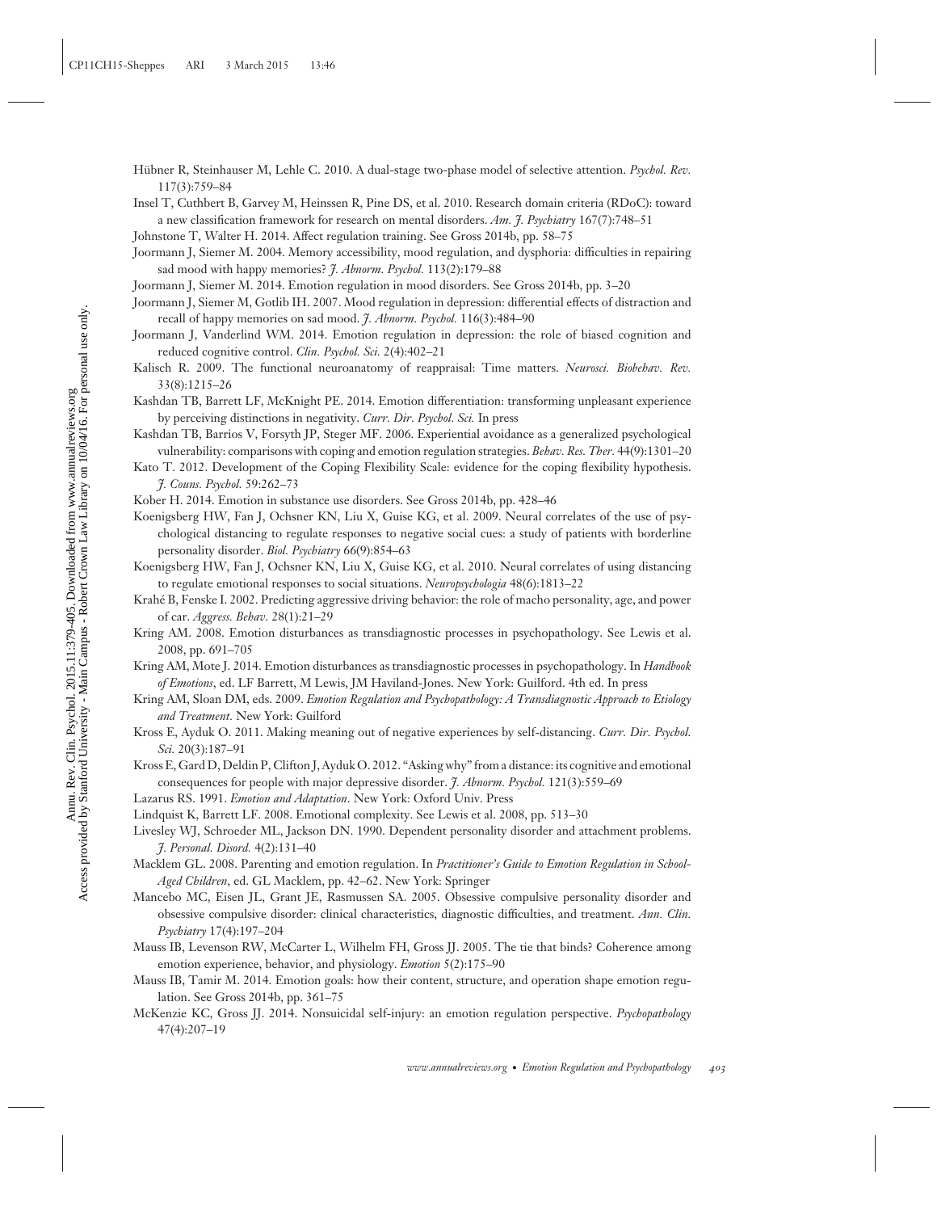Hübner R, Steinhauser M, Lehle C. 2010. A dual-stage two-phase model of selective attention. *Psychol. Rev.* 117(3):759–84

Insel T, Cuthbert B, Garvey M, Heinssen R, Pine DS, et al. 2010. Research domain criteria (RDoC): toward a new classification framework for research on mental disorders. *Am. J. Psychiatry* 167(7):748–51

Johnstone T, Walter H. 2014. Affect regulation training. See Gross 2014b, pp. 58–75

Joormann J, Siemer M. 2004. Memory accessibility, mood regulation, and dysphoria: difficulties in repairing sad mood with happy memories? *J. Abnorm. Psychol.* 113(2):179–88

Joormann J, Siemer M. 2014. Emotion regulation in mood disorders. See Gross 2014b, pp. 3–20

Joormann J, Siemer M, Gotlib IH. 2007. Mood regulation in depression: differential effects of distraction and recall of happy memories on sad mood. *J. Abnorm. Psychol.* 116(3):484–90

Joormann J, Vanderlind WM. 2014. Emotion regulation in depression: the role of biased cognition and reduced cognitive control. *Clin. Psychol. Sci.* 2(4):402–21

Kalisch R. 2009. The functional neuroanatomy of reappraisal: Time matters. *Neurosci. Biobehav. Rev.* 33(8):1215–26

Kashdan TB, Barrett LF, McKnight PE. 2014. Emotion differentiation: transforming unpleasant experience by perceiving distinctions in negativity. *Curr. Dir. Psychol. Sci.* In press

Kashdan TB, Barrios V, Forsyth JP, Steger MF. 2006. Experiential avoidance as a generalized psychological vulnerability: comparisons with coping and emotion regulation strategies. *Behav. Res. Ther.* 44(9):1301–20

Kato T. 2012. Development of the Coping Flexibility Scale: evidence for the coping flexibility hypothesis. *J. Couns. Psychol.* 59:262–73

Kober H. 2014. Emotion in substance use disorders. See Gross 2014b, pp. 428–46

Koenigsberg HW, Fan J, Ochsner KN, Liu X, Guise KG, et al. 2009. Neural correlates of the use of psychological distancing to regulate responses to negative social cues: a study of patients with borderline personality disorder. *Biol. Psychiatry* 66(9):854–63

Koenigsberg HW, Fan J, Ochsner KN, Liu X, Guise KG, et al. 2010. Neural correlates of using distancing to regulate emotional responses to social situations. *Neuropsychologia* 48(6):1813–22

Krahé B, Fenske I. 2002. Predicting aggressive driving behavior: the role of macho personality, age, and power of car. *Aggress. Behav.* 28(1):21–29

Kring AM. 2008. Emotion disturbances as transdiagnostic processes in psychopathology. See Lewis et al. 2008, pp. 691–705

Kring AM, Mote J. 2014. Emotion disturbances as transdiagnostic processes in psychopathology. In *Handbook of Emotions*, ed. LF Barrett, M Lewis, JM Haviland-Jones. New York: Guilford. 4th ed. In press

Kring AM, Sloan DM, eds. 2009. *Emotion Regulation and Psychopathology: A Transdiagnostic Approach to Etiology and Treatment.* New York: Guilford

Kross E, Ayduk O. 2011. Making meaning out of negative experiences by self-distancing. *Curr. Dir. Psychol. Sci.* 20(3):187–91

Kross E, Gard D, Deldin P, Clifton J, Ayduk O. 2012. "Asking why" from a distance: its cognitive and emotional consequences for people with major depressive disorder. *J. Abnorm. Psychol.* 121(3):559–69

Lazarus RS. 1991. *Emotion and Adaptation*. New York: Oxford Univ. Press

Lindquist K, Barrett LF. 2008. Emotional complexity. See Lewis et al. 2008, pp. 513–30

Livesley WJ, Schroeder ML, Jackson DN. 1990. Dependent personality disorder and attachment problems. *J. Personal. Disord.* 4(2):131–40

Macklem GL. 2008. Parenting and emotion regulation. In *Practitioner's Guide to Emotion Regulation in School-Aged Children*, ed. GL Macklem, pp. 42–62. New York: Springer

Mancebo MC, Eisen JL, Grant JE, Rasmussen SA. 2005. Obsessive compulsive personality disorder and obsessive compulsive disorder: clinical characteristics, diagnostic difficulties, and treatment. *Ann. Clin. Psychiatry* 17(4):197–204

Mauss IB, Levenson RW, McCarter L, Wilhelm FH, Gross JJ. 2005. The tie that binds? Coherence among emotion experience, behavior, and physiology. *Emotion* 5(2):175–90

Mauss IB, Tamir M. 2014. Emotion goals: how their content, structure, and operation shape emotion regulation. See Gross 2014b, pp. 361–75

McKenzie KC, Gross JJ. 2014. Nonsuicidal self-injury: an emotion regulation perspective. *Psychopathology* 47(4):207–19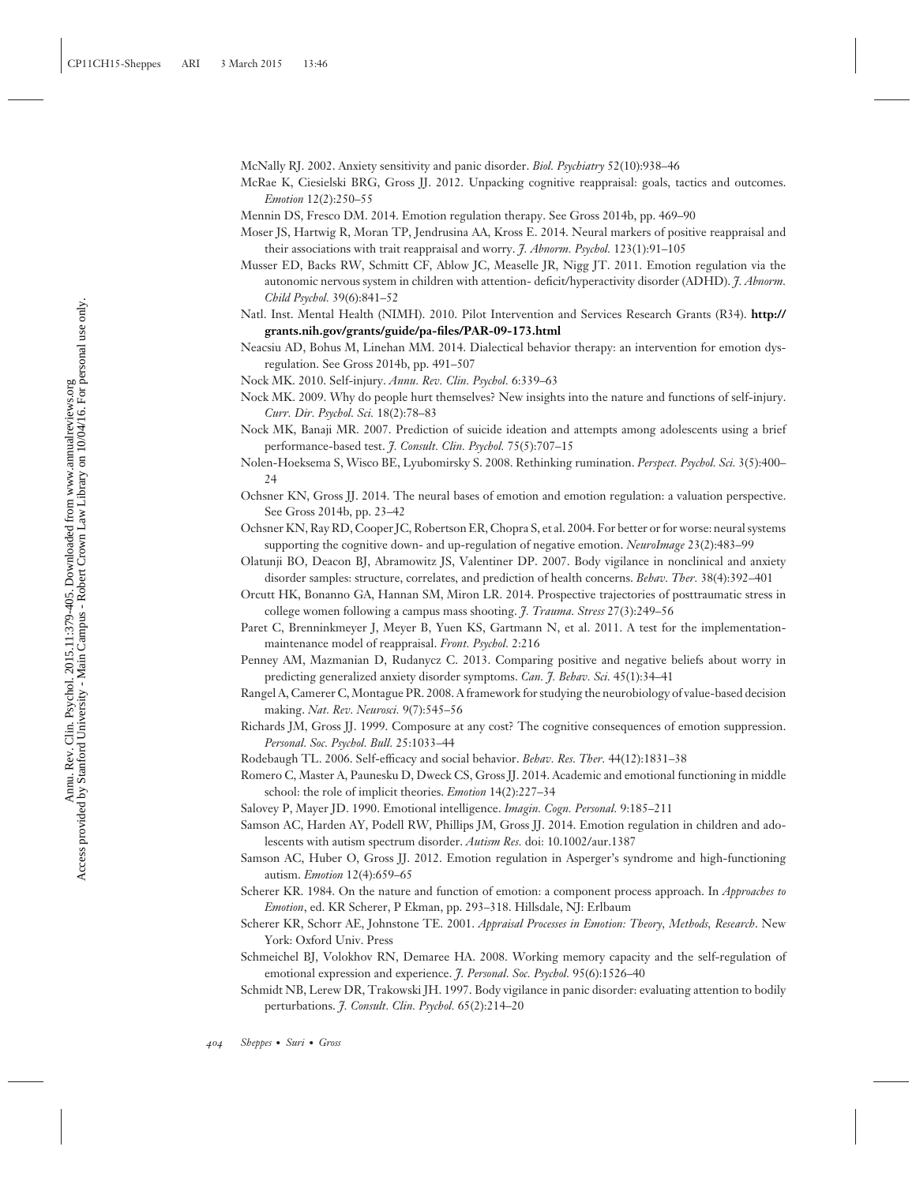McNally RJ. 2002. Anxiety sensitivity and panic disorder. *Biol. Psychiatry* 52(10):938–46

McRae K, Ciesielski BRG, Gross JJ. 2012. Unpacking cognitive reappraisal: goals, tactics and outcomes. *Emotion* 12(2):250–55

Mennin DS, Fresco DM. 2014. Emotion regulation therapy. See Gross 2014b, pp. 469–90

Moser JS, Hartwig R, Moran TP, Jendrusina AA, Kross E. 2014. Neural markers of positive reappraisal and their associations with trait reappraisal and worry. *J. Abnorm. Psychol.* 123(1):91–105

Musser ED, Backs RW, Schmitt CF, Ablow JC, Measelle JR, Nigg JT. 2011. Emotion regulation via the autonomic nervous system in children with attention- deficit/hyperactivity disorder (ADHD). *J. Abnorm. Child Psychol.* 39(6):841–52

Natl. Inst. Mental Health (NIMH). 2010. Pilot Intervention and Services Research Grants (R34). **http://grants.nih.gov/grants/guide/pa-files/PAR-09-173.html**

Neacsiu AD, Bohus M, Linehan MM. 2014. Dialectical behavior therapy: an intervention for emotion dysregulation. See Gross 2014b, pp. 491–507

Nock MK. 2010. Self-injury. *Annu. Rev. Clin. Psychol.* 6:339–63

Nock MK. 2009. Why do people hurt themselves? New insights into the nature and functions of self-injury. *Curr. Dir. Psychol. Sci.* 18(2):78–83

Nock MK, Banaji MR. 2007. Prediction of suicide ideation and attempts among adolescents using a brief performance-based test. *J. Consult. Clin. Psychol.* 75(5):707–15

Nolen-Hoeksema S, Wisco BE, Lyubomirsky S. 2008. Rethinking rumination. *Perspect. Psychol. Sci.* 3(5):400–24

Ochsner KN, Gross JJ. 2014. The neural bases of emotion and emotion regulation: a valuation perspective. See Gross 2014b, pp. 23–42

Ochsner KN, Ray RD, Cooper JC, Robertson ER, Chopra S, et al. 2004. For better or for worse: neural systems supporting the cognitive down- and up-regulation of negative emotion. *NeuroImage* 23(2):483–99

Olatunji BO, Deacon BJ, Abramowitz JS, Valentiner DP. 2007. Body vigilance in nonclinical and anxiety disorder samples: structure, correlates, and prediction of health concerns. *Behav. Ther.* 38(4):392–401

Orcutt HK, Bonanno GA, Hannan SM, Miron LR. 2014. Prospective trajectories of posttraumatic stress in college women following a campus mass shooting. *J. Trauma. Stress* 27(3):249–56

Paret C, Brenninkmeyer J, Meyer B, Yuen KS, Gartmann N, et al. 2011. A test for the implementation-maintenance model of reappraisal. *Front. Psychol.* 2:216

Penney AM, Mazmanian D, Rudanycz C. 2013. Comparing positive and negative beliefs about worry in predicting generalized anxiety disorder symptoms. *Can. J. Behav. Sci.* 45(1):34–41

Rangel A, Camerer C, Montague PR. 2008. A framework for studying the neurobiology of value-based decision making. *Nat. Rev. Neurosci.* 9(7):545–56

Richards JM, Gross JJ. 1999. Composure at any cost? The cognitive consequences of emotion suppression. *Personal. Soc. Psychol. Bull.* 25:1033–44

Rodebaugh TL. 2006. Self-efficacy and social behavior. *Behav. Res. Ther.* 44(12):1831–38

Romero C, Master A, Paunesku D, Dweck CS, Gross JJ. 2014. Academic and emotional functioning in middle school: the role of implicit theories. *Emotion* 14(2):227–34

Salovey P, Mayer JD. 1990. Emotional intelligence. *Imagin. Cogn. Personal.* 9:185–211

Samson AC, Harden AY, Podell RW, Phillips JM, Gross JJ. 2014. Emotion regulation in children and adolescents with autism spectrum disorder. *Autism Res.* doi: 10.1002/aur.1387

Samson AC, Huber O, Gross JJ. 2012. Emotion regulation in Asperger's syndrome and high-functioning autism. *Emotion* 12(4):659–65

Scherer KR. 1984. On the nature and function of emotion: a component process approach. In *Approaches to Emotion*, ed. KR Scherer, P Ekman, pp. 293–318. Hillsdale, NJ: Erlbaum

Scherer KR, Schorr AE, Johnstone TE. 2001. *Appraisal Processes in Emotion: Theory, Methods, Research*. New York: Oxford Univ. Press

Schmeichel BJ, Volokhov RN, Demaree HA. 2008. Working memory capacity and the self-regulation of emotional expression and experience. *J. Personal. Soc. Psychol.* 95(6):1526–40

Schmidt NB, Lerew DR, Trakowski JH. 1997. Body vigilance in panic disorder: evaluating attention to bodily perturbations. *J. Consult. Clin. Psychol.* 65(2):214–20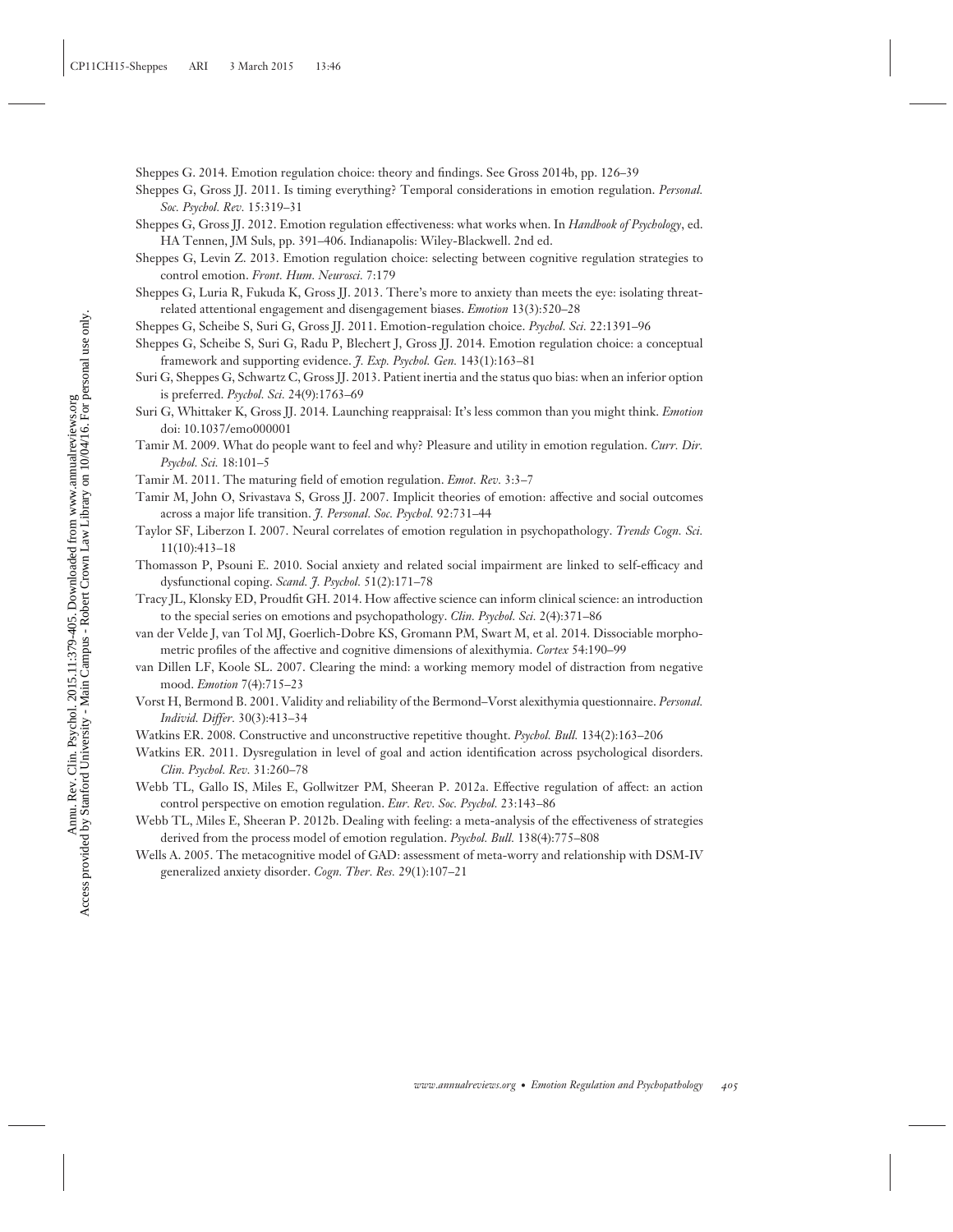Sheppes G. 2014. Emotion regulation choice: theory and findings. See Gross 2014b, pp. 126–39

Sheppes G, Gross JJ. 2011. Is timing everything? Temporal considerations in emotion regulation. *Personal. Soc. Psychol. Rev.* 15:319–31

Sheppes G, Gross JJ. 2012. Emotion regulation effectiveness: what works when. In *Handbook of Psychology*, ed. HA Tennen, JM Suls, pp. 391–406. Indianapolis: Wiley-Blackwell. 2nd ed.

Sheppes G, Levin Z. 2013. Emotion regulation choice: selecting between cognitive regulation strategies to control emotion. *Front. Hum. Neurosci.* 7:179

Sheppes G, Luria R, Fukuda K, Gross JJ. 2013. There's more to anxiety than meets the eye: isolating threat-related attentional engagement and disengagement biases. *Emotion* 13(3):520–28

Sheppes G, Scheibe S, Suri G, Gross JJ. 2011. Emotion-regulation choice. *Psychol. Sci.* 22:1391–96

Sheppes G, Scheibe S, Suri G, Radu P, Blechert J, Gross JJ. 2014. Emotion regulation choice: a conceptual framework and supporting evidence. *J. Exp. Psychol. Gen.* 143(1):163–81

Suri G, Sheppes G, Schwartz C, Gross JJ. 2013. Patient inertia and the status quo bias: when an inferior option is preferred. *Psychol. Sci.* 24(9):1763–69

Suri G, Whittaker K, Gross JJ. 2014. Launching reappraisal: It's less common than you might think. *Emotion* doi: 10.1037/emo000001

Tamir M. 2009. What do people want to feel and why? Pleasure and utility in emotion regulation. *Curr. Dir. Psychol. Sci.* 18:101–5

Tamir M. 2011. The maturing field of emotion regulation. *Emot. Rev.* 3:3–7

Tamir M, John O, Srivastava S, Gross JJ. 2007. Implicit theories of emotion: affective and social outcomes across a major life transition. *J. Personal. Soc. Psychol.* 92:731–44

Taylor SF, Liberzon I. 2007. Neural correlates of emotion regulation in psychopathology. *Trends Cogn. Sci.* 11(10):413–18

Thomasson P, Psouni E. 2010. Social anxiety and related social impairment are linked to self-efficacy and dysfunctional coping. *Scand. J. Psychol.* 51(2):171–78

Tracy JL, Klonsky ED, Proudfit GH. 2014. How affective science can inform clinical science: an introduction to the special series on emotions and psychopathology. *Clin. Psychol. Sci.* 2(4):371–86

van der Velde J, van Tol MJ, Goerlich-Dobre KS, Gromann PM, Swart M, et al. 2014. Dissociable morphometric profiles of the affective and cognitive dimensions of alexithymia. *Cortex* 54:190–99

van Dillen LF, Koole SL. 2007. Clearing the mind: a working memory model of distraction from negative mood. *Emotion* 7(4):715–23

Vorst H, Bermond B. 2001. Validity and reliability of the Bermond–Vorst alexithymia questionnaire. *Personal. Individ. Differ.* 30(3):413–34

Watkins ER. 2008. Constructive and unconstructive repetitive thought. *Psychol. Bull.* 134(2):163–206

Watkins ER. 2011. Dysregulation in level of goal and action identification across psychological disorders. *Clin. Psychol. Rev.* 31:260–78

Webb TL, Gallo IS, Miles E, Gollwitzer PM, Sheeran P. 2012a. Effective regulation of affect: an action control perspective on emotion regulation. *Eur. Rev. Soc. Psychol.* 23:143–86

Webb TL, Miles E, Sheeran P. 2012b. Dealing with feeling: a meta-analysis of the effectiveness of strategies derived from the process model of emotion regulation. *Psychol. Bull.* 138(4):775–808

Wells A. 2005. The metacognitive model of GAD: assessment of meta-worry and relationship with DSM-IV generalized anxiety disorder. *Cogn. Ther. Res.* 29(1):107–21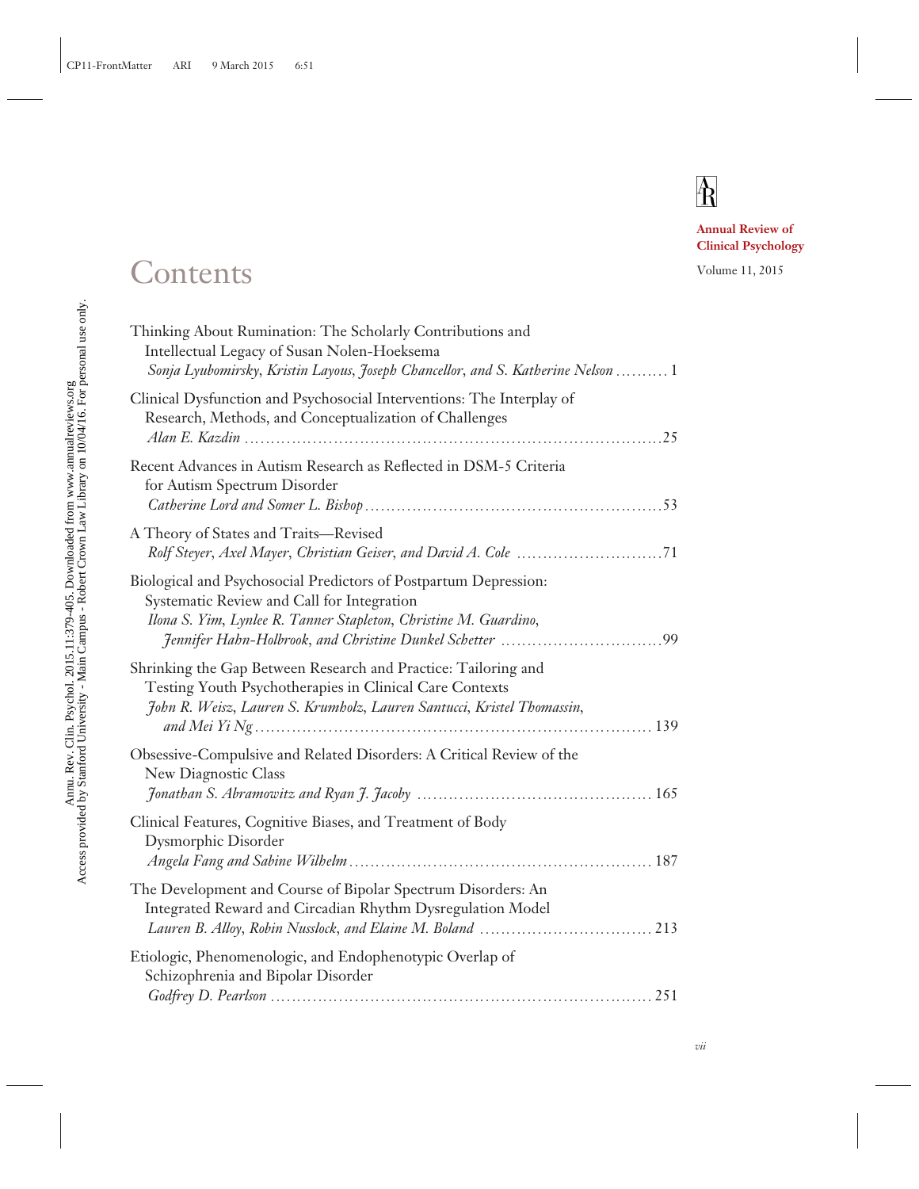# Contents

Annual Review of Clinical Psychology

Volume 11, 2015

Thinking About Rumination: The Scholarly Contributions and Intellectual Legacy of Susan Nolen-Hoeksema
*Sonja Lyubomirsky, Kristin Layous, Joseph Chancellor, and S. Katherine Nelson* .......... 1

Clinical Dysfunction and Psychosocial Interventions: The Interplay of Research, Methods, and Conceptualization of Challenges
*Alan E. Kazdin* .......... 25

Recent Advances in Autism Research as Reflected in DSM-5 Criteria for Autism Spectrum Disorder
*Catherine Lord and Somer L. Bishop* .......... 53

A Theory of States and Traits—Revised
*Rolf Steyer, Axel Mayer, Christian Geiser, and David A. Cole* .......... 71

Biological and Psychosocial Predictors of Postpartum Depression: Systematic Review and Call for Integration
*Ilona S. Yim, Lynlee R. Tanner Stapleton, Christine M. Guardino, Jennifer Hahn-Holbrook, and Christine Dunkel Schetter* .......... 99

Shrinking the Gap Between Research and Practice: Tailoring and Testing Youth Psychotherapies in Clinical Care Contexts
*John R. Weisz, Lauren S. Krumholz, Lauren Santucci, Kristel Thomassin, and Mei Yi Ng* .......... 139

Obsessive-Compulsive and Related Disorders: A Critical Review of the New Diagnostic Class
*Jonathan S. Abramowitz and Ryan J. Jacoby* .......... 165

Clinical Features, Cognitive Biases, and Treatment of Body Dysmorphic Disorder
*Angela Fang and Sabine Wilhelm* .......... 187

The Development and Course of Bipolar Spectrum Disorders: An Integrated Reward and Circadian Rhythm Dysregulation Model
*Lauren B. Alloy, Robin Nusslock, and Elaine M. Boland* .......... 213

Etiologic, Phenomenologic, and Endophenotypic Overlap of Schizophrenia and Bipolar Disorder
*Godfrey D. Pearlson* .......... 251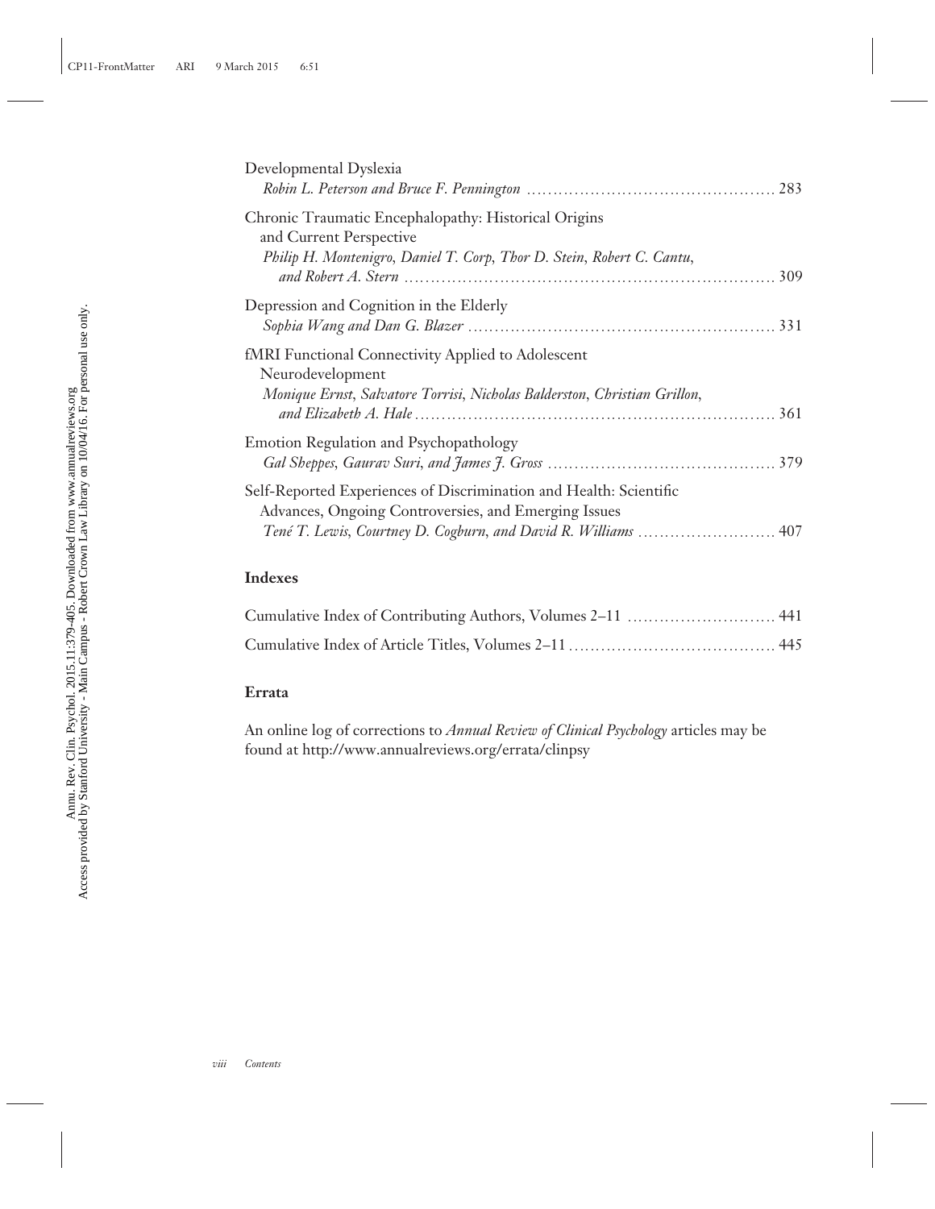Developmental Dyslexia
*Robin L. Peterson and Bruce F. Pennington* ........................................... 283

Chronic Traumatic Encephalopathy: Historical Origins and Current Perspective
*Philip H. Montenigro, Daniel T. Corp, Thor D. Stein, Robert C. Cantu, and Robert A. Stern* ........................................... 309

Depression and Cognition in the Elderly
*Sophia Wang and Dan G. Blazer* ........................................... 331

fMRI Functional Connectivity Applied to Adolescent Neurodevelopment
*Monique Ernst, Salvatore Torrisi, Nicholas Balderston, Christian Grillon, and Elizabeth A. Hale* ........................................... 361

Emotion Regulation and Psychopathology
*Gal Sheppes, Gaurav Suri, and James J. Gross* ........................................... 379

Self-Reported Experiences of Discrimination and Health: Scientific Advances, Ongoing Controversies, and Emerging Issues
*Tené T. Lewis, Courtney D. Cogburn, and David R. Williams* ........................................... 407

## Indexes

Cumulative Index of Contributing Authors, Volumes 2–11 ........................................... 441

Cumulative Index of Article Titles, Volumes 2–11 ........................................... 445

## Errata

An online log of corrections to *Annual Review of Clinical Psychology* articles may be found at http://www.annualreviews.org/errata/clinpsy